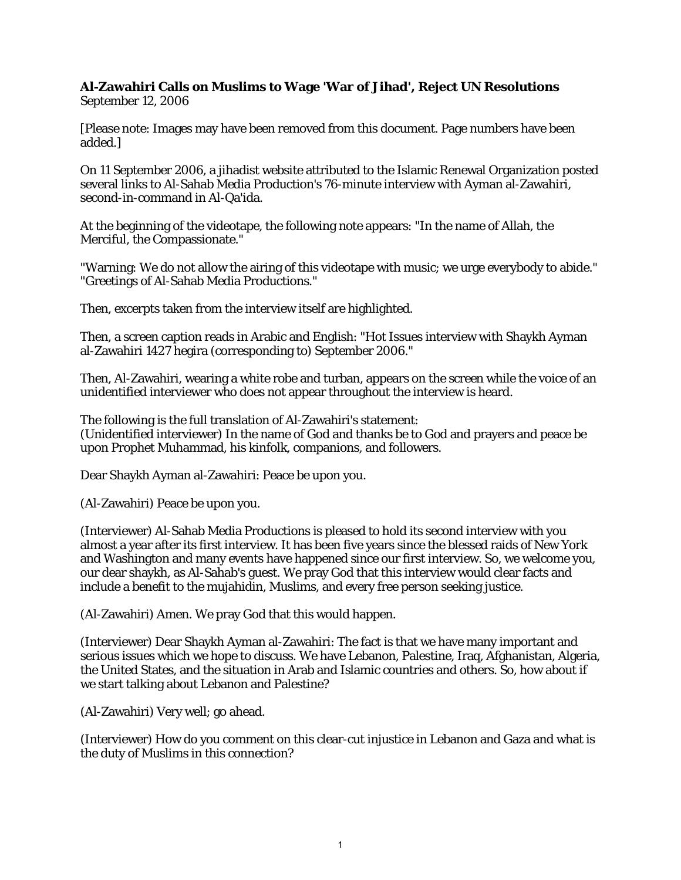**Al-Zawahiri Calls on Muslims to Wage 'War of Jihad', Reject UN Resolutions**
September 12, 2006

[Please note: Images may have been removed from this document. Page numbers have been added.]

On 11 September 2006, a jihadist website attributed to the Islamic Renewal Organization posted several links to Al-Sahab Media Production's 76-minute interview with Ayman al-Zawahiri, second-in-command in Al-Qa'ida.

At the beginning of the videotape, the following note appears: "In the name of Allah, the Merciful, the Compassionate."

"Warning: We do not allow the airing of this videotape with music; we urge everybody to abide." "Greetings of Al-Sahab Media Productions."

Then, excerpts taken from the interview itself are highlighted.

Then, a screen caption reads in Arabic and English: "Hot Issues interview with Shaykh Ayman al-Zawahiri 1427 hegira (corresponding to) September 2006."

Then, Al-Zawahiri, wearing a white robe and turban, appears on the screen while the voice of an unidentified interviewer who does not appear throughout the interview is heard.

The following is the full translation of Al-Zawahiri's statement:
(Unidentified interviewer) In the name of God and thanks be to God and prayers and peace be upon Prophet Muhammad, his kinfolk, companions, and followers.

Dear Shaykh Ayman al-Zawahiri: Peace be upon you.

(Al-Zawahiri) Peace be upon you.

(Interviewer) Al-Sahab Media Productions is pleased to hold its second interview with you almost a year after its first interview. It has been five years since the blessed raids of New York and Washington and many events have happened since our first interview. So, we welcome you, our dear shaykh, as Al-Sahab's guest. We pray God that this interview would clear facts and include a benefit to the mujahidin, Muslims, and every free person seeking justice.

(Al-Zawahiri) Amen. We pray God that this would happen.

(Interviewer) Dear Shaykh Ayman al-Zawahiri: The fact is that we have many important and serious issues which we hope to discuss. We have Lebanon, Palestine, Iraq, Afghanistan, Algeria, the United States, and the situation in Arab and Islamic countries and others. So, how about if we start talking about Lebanon and Palestine?

(Al-Zawahiri) Very well; go ahead.

(Interviewer) How do you comment on this clear-cut injustice in Lebanon and Gaza and what is the duty of Muslims in this connection?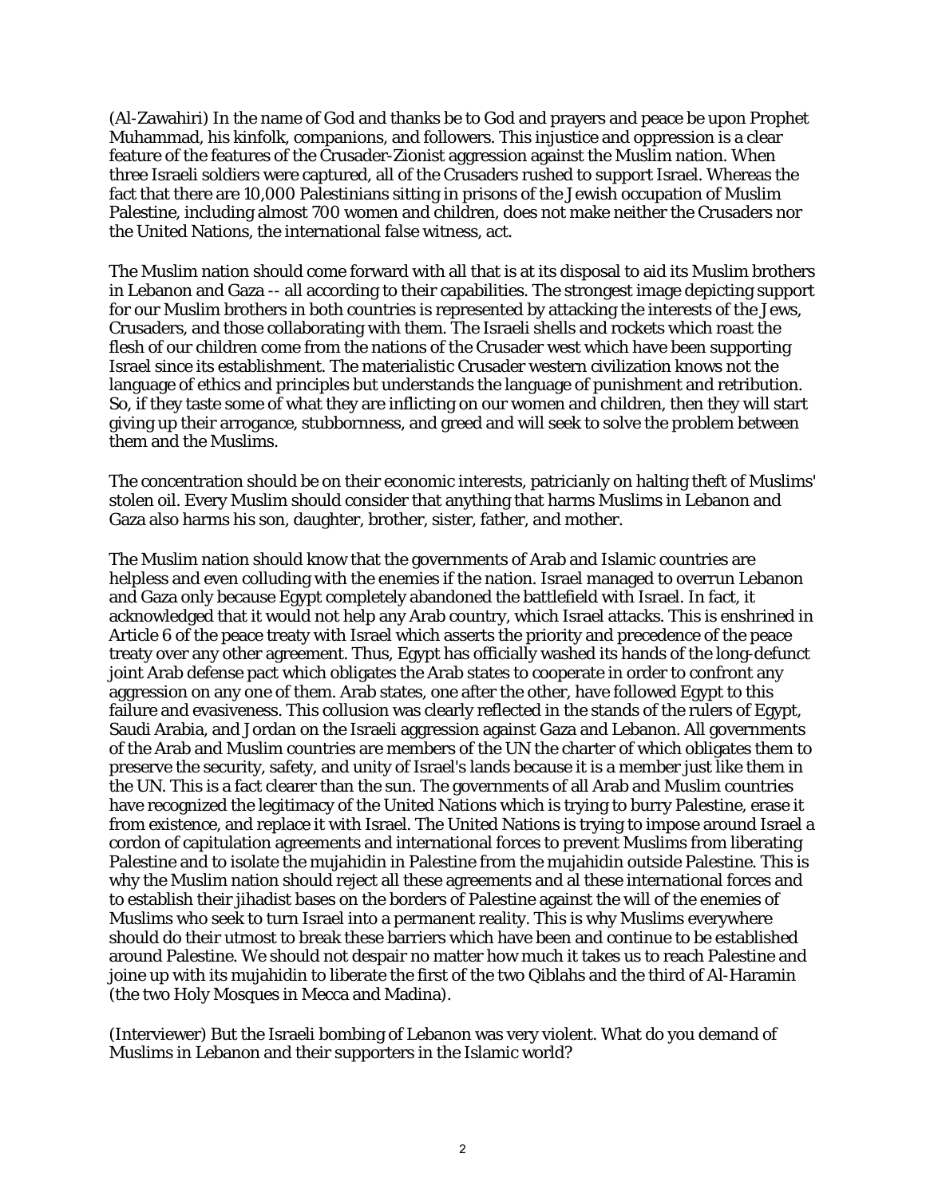(Al-Zawahiri) In the name of God and thanks be to God and prayers and peace be upon Prophet Muhammad, his kinfolk, companions, and followers. This injustice and oppression is a clear feature of the features of the Crusader-Zionist aggression against the Muslim nation. When three Israeli soldiers were captured, all of the Crusaders rushed to support Israel. Whereas the fact that there are 10,000 Palestinians sitting in prisons of the Jewish occupation of Muslim Palestine, including almost 700 women and children, does not make neither the Crusaders nor the United Nations, the international false witness, act.

The Muslim nation should come forward with all that is at its disposal to aid its Muslim brothers in Lebanon and Gaza -- all according to their capabilities. The strongest image depicting support for our Muslim brothers in both countries is represented by attacking the interests of the Jews, Crusaders, and those collaborating with them. The Israeli shells and rockets which roast the flesh of our children come from the nations of the Crusader west which have been supporting Israel since its establishment. The materialistic Crusader western civilization knows not the language of ethics and principles but understands the language of punishment and retribution. So, if they taste some of what they are inflicting on our women and children, then they will start giving up their arrogance, stubbornness, and greed and will seek to solve the problem between them and the Muslims.

The concentration should be on their economic interests, patricianly on halting theft of Muslims' stolen oil. Every Muslim should consider that anything that harms Muslims in Lebanon and Gaza also harms his son, daughter, brother, sister, father, and mother.

The Muslim nation should know that the governments of Arab and Islamic countries are helpless and even colluding with the enemies if the nation. Israel managed to overrun Lebanon and Gaza only because Egypt completely abandoned the battlefield with Israel. In fact, it acknowledged that it would not help any Arab country, which Israel attacks. This is enshrined in Article 6 of the peace treaty with Israel which asserts the priority and precedence of the peace treaty over any other agreement. Thus, Egypt has officially washed its hands of the long-defunct joint Arab defense pact which obligates the Arab states to cooperate in order to confront any aggression on any one of them. Arab states, one after the other, have followed Egypt to this failure and evasiveness. This collusion was clearly reflected in the stands of the rulers of Egypt, Saudi Arabia, and Jordan on the Israeli aggression against Gaza and Lebanon. All governments of the Arab and Muslim countries are members of the UN the charter of which obligates them to preserve the security, safety, and unity of Israel's lands because it is a member just like them in the UN. This is a fact clearer than the sun. The governments of all Arab and Muslim countries have recognized the legitimacy of the United Nations which is trying to burry Palestine, erase it from existence, and replace it with Israel. The United Nations is trying to impose around Israel a cordon of capitulation agreements and international forces to prevent Muslims from liberating Palestine and to isolate the mujahidin in Palestine from the mujahidin outside Palestine. This is why the Muslim nation should reject all these agreements and al these international forces and to establish their jihadist bases on the borders of Palestine against the will of the enemies of Muslims who seek to turn Israel into a permanent reality. This is why Muslims everywhere should do their utmost to break these barriers which have been and continue to be established around Palestine. We should not despair no matter how much it takes us to reach Palestine and joine up with its mujahidin to liberate the first of the two Qiblahs and the third of Al-Haramin (the two Holy Mosques in Mecca and Madina).

(Interviewer) But the Israeli bombing of Lebanon was very violent. What do you demand of Muslims in Lebanon and their supporters in the Islamic world?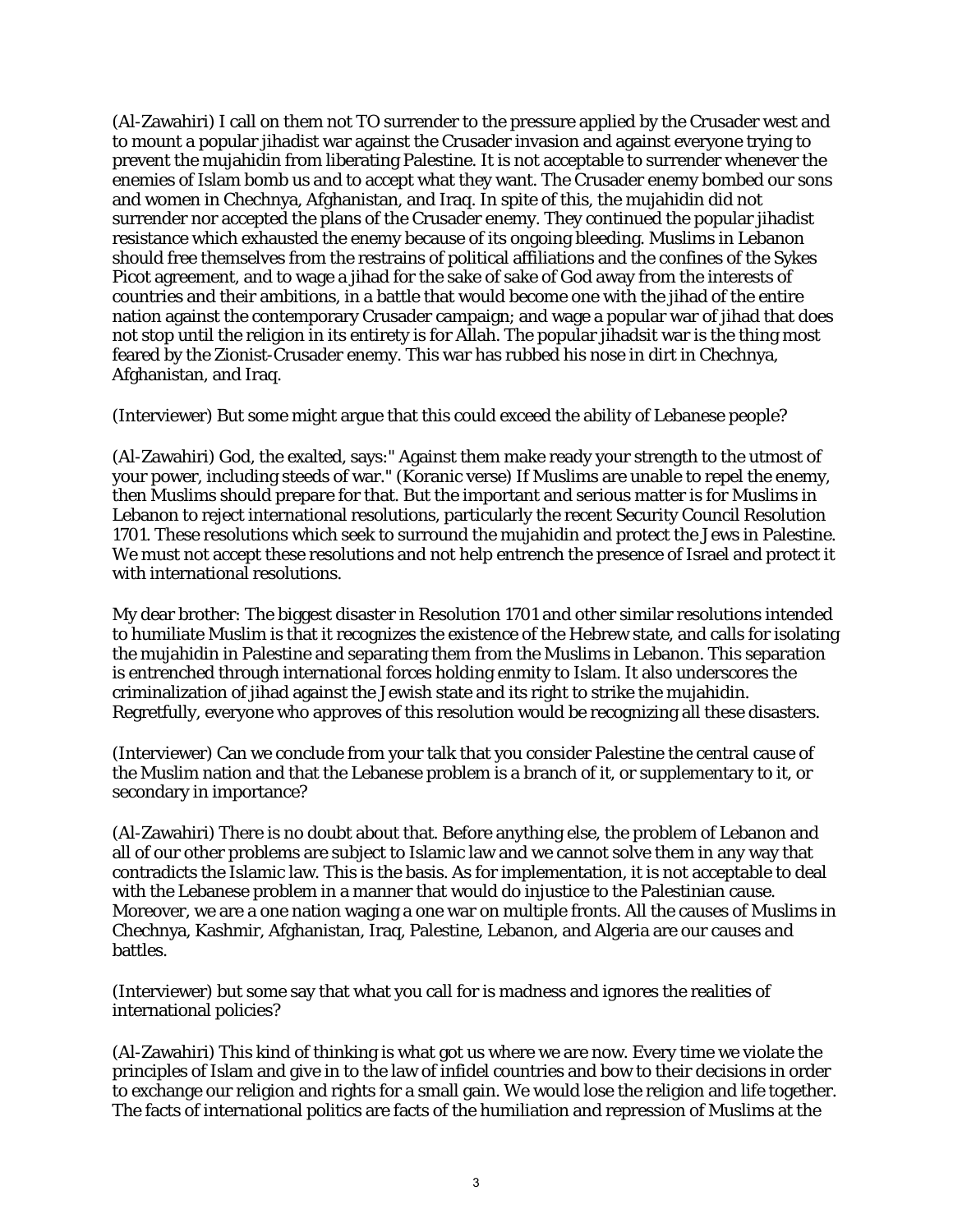(Al-Zawahiri) I call on them not TO surrender to the pressure applied by the Crusader west and to mount a popular jihadist war against the Crusader invasion and against everyone trying to prevent the mujahidin from liberating Palestine. It is not acceptable to surrender whenever the enemies of Islam bomb us and to accept what they want. The Crusader enemy bombed our sons and women in Chechnya, Afghanistan, and Iraq. In spite of this, the mujahidin did not surrender nor accepted the plans of the Crusader enemy. They continued the popular jihadist resistance which exhausted the enemy because of its ongoing bleeding. Muslims in Lebanon should free themselves from the restrains of political affiliations and the confines of the Sykes Picot agreement, and to wage a jihad for the sake of sake of God away from the interests of countries and their ambitions, in a battle that would become one with the jihad of the entire nation against the contemporary Crusader campaign; and wage a popular war of jihad that does not stop until the religion in its entirety is for Allah. The popular jihadsit war is the thing most feared by the Zionist-Crusader enemy. This war has rubbed his nose in dirt in Chechnya, Afghanistan, and Iraq.

(Interviewer) But some might argue that this could exceed the ability of Lebanese people?

(Al-Zawahiri) God, the exalted, says:" Against them make ready your strength to the utmost of your power, including steeds of war." (Koranic verse) If Muslims are unable to repel the enemy, then Muslims should prepare for that. But the important and serious matter is for Muslims in Lebanon to reject international resolutions, particularly the recent Security Council Resolution 1701. These resolutions which seek to surround the mujahidin and protect the Jews in Palestine. We must not accept these resolutions and not help entrench the presence of Israel and protect it with international resolutions.

My dear brother: The biggest disaster in Resolution 1701 and other similar resolutions intended to humiliate Muslim is that it recognizes the existence of the Hebrew state, and calls for isolating the mujahidin in Palestine and separating them from the Muslims in Lebanon. This separation is entrenched through international forces holding enmity to Islam. It also underscores the criminalization of jihad against the Jewish state and its right to strike the mujahidin. Regretfully, everyone who approves of this resolution would be recognizing all these disasters.

(Interviewer) Can we conclude from your talk that you consider Palestine the central cause of the Muslim nation and that the Lebanese problem is a branch of it, or supplementary to it, or secondary in importance?

(Al-Zawahiri) There is no doubt about that. Before anything else, the problem of Lebanon and all of our other problems are subject to Islamic law and we cannot solve them in any way that contradicts the Islamic law. This is the basis. As for implementation, it is not acceptable to deal with the Lebanese problem in a manner that would do injustice to the Palestinian cause. Moreover, we are a one nation waging a one war on multiple fronts. All the causes of Muslims in Chechnya, Kashmir, Afghanistan, Iraq, Palestine, Lebanon, and Algeria are our causes and battles.

(Interviewer) but some say that what you call for is madness and ignores the realities of international policies?

(Al-Zawahiri) This kind of thinking is what got us where we are now. Every time we violate the principles of Islam and give in to the law of infidel countries and bow to their decisions in order to exchange our religion and rights for a small gain. We would lose the religion and life together. The facts of international politics are facts of the humiliation and repression of Muslims at the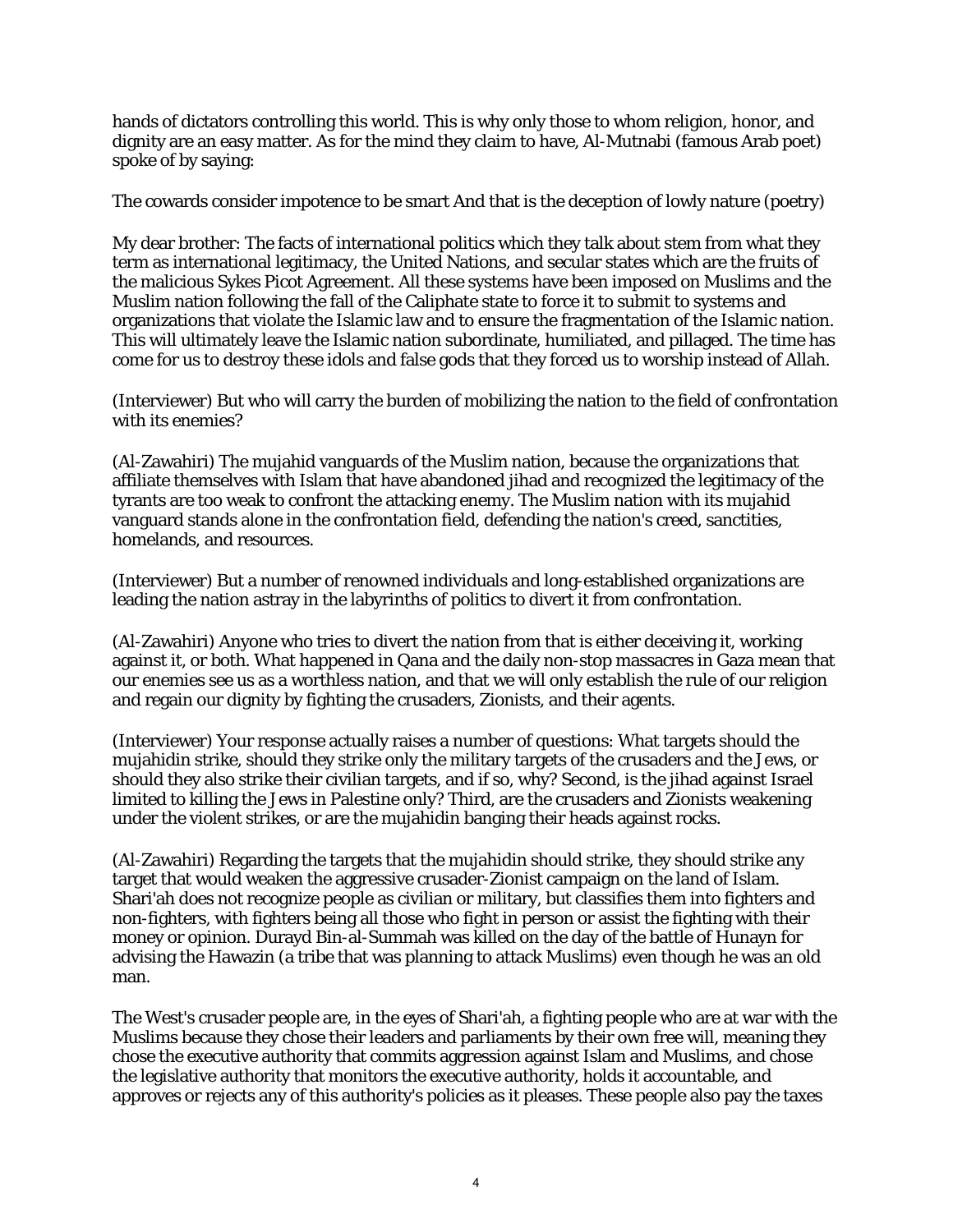hands of dictators controlling this world. This is why only those to whom religion, honor, and dignity are an easy matter. As for the mind they claim to have, Al-Mutnabi (famous Arab poet) spoke of by saying:

The cowards consider impotence to be smart And that is the deception of lowly nature (poetry)

My dear brother: The facts of international politics which they talk about stem from what they term as international legitimacy, the United Nations, and secular states which are the fruits of the malicious Sykes Picot Agreement. All these systems have been imposed on Muslims and the Muslim nation following the fall of the Caliphate state to force it to submit to systems and organizations that violate the Islamic law and to ensure the fragmentation of the Islamic nation. This will ultimately leave the Islamic nation subordinate, humiliated, and pillaged. The time has come for us to destroy these idols and false gods that they forced us to worship instead of Allah.

(Interviewer) But who will carry the burden of mobilizing the nation to the field of confrontation with its enemies?

(Al-Zawahiri) The mujahid vanguards of the Muslim nation, because the organizations that affiliate themselves with Islam that have abandoned jihad and recognized the legitimacy of the tyrants are too weak to confront the attacking enemy. The Muslim nation with its mujahid vanguard stands alone in the confrontation field, defending the nation's creed, sanctities, homelands, and resources.

(Interviewer) But a number of renowned individuals and long-established organizations are leading the nation astray in the labyrinths of politics to divert it from confrontation.

(Al-Zawahiri) Anyone who tries to divert the nation from that is either deceiving it, working against it, or both. What happened in Qana and the daily non-stop massacres in Gaza mean that our enemies see us as a worthless nation, and that we will only establish the rule of our religion and regain our dignity by fighting the crusaders, Zionists, and their agents.

(Interviewer) Your response actually raises a number of questions: What targets should the mujahidin strike, should they strike only the military targets of the crusaders and the Jews, or should they also strike their civilian targets, and if so, why? Second, is the jihad against Israel limited to killing the Jews in Palestine only? Third, are the crusaders and Zionists weakening under the violent strikes, or are the mujahidin banging their heads against rocks.

(Al-Zawahiri) Regarding the targets that the mujahidin should strike, they should strike any target that would weaken the aggressive crusader-Zionist campaign on the land of Islam. Shari'ah does not recognize people as civilian or military, but classifies them into fighters and non-fighters, with fighters being all those who fight in person or assist the fighting with their money or opinion. Durayd Bin-al-Summah was killed on the day of the battle of Hunayn for advising the Hawazin (a tribe that was planning to attack Muslims) even though he was an old man.

The West's crusader people are, in the eyes of Shari'ah, a fighting people who are at war with the Muslims because they chose their leaders and parliaments by their own free will, meaning they chose the executive authority that commits aggression against Islam and Muslims, and chose the legislative authority that monitors the executive authority, holds it accountable, and approves or rejects any of this authority's policies as it pleases. These people also pay the taxes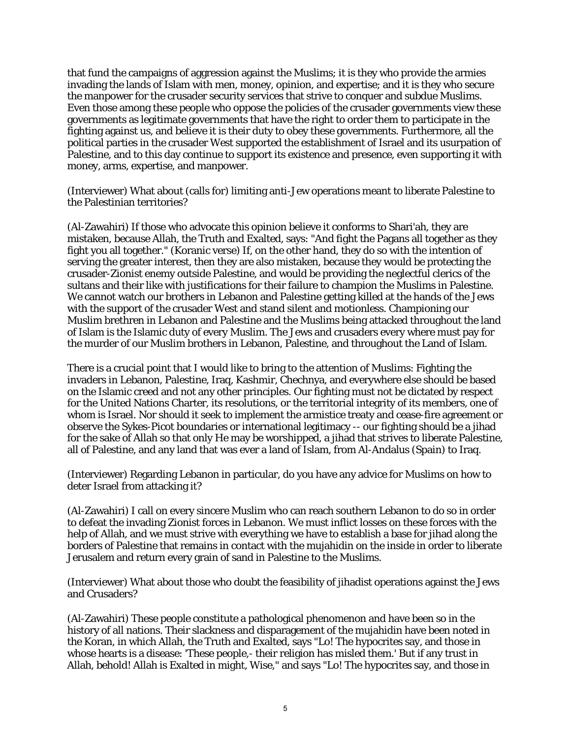that fund the campaigns of aggression against the Muslims; it is they who provide the armies invading the lands of Islam with men, money, opinion, and expertise; and it is they who secure the manpower for the crusader security services that strive to conquer and subdue Muslims. Even those among these people who oppose the policies of the crusader governments view these governments as legitimate governments that have the right to order them to participate in the fighting against us, and believe it is their duty to obey these governments. Furthermore, all the political parties in the crusader West supported the establishment of Israel and its usurpation of Palestine, and to this day continue to support its existence and presence, even supporting it with money, arms, expertise, and manpower.

(Interviewer) What about (calls for) limiting anti-Jew operations meant to liberate Palestine to the Palestinian territories?

(Al-Zawahiri) If those who advocate this opinion believe it conforms to Shari'ah, they are mistaken, because Allah, the Truth and Exalted, says: "And fight the Pagans all together as they fight you all together." (Koranic verse) If, on the other hand, they do so with the intention of serving the greater interest, then they are also mistaken, because they would be protecting the crusader-Zionist enemy outside Palestine, and would be providing the neglectful clerics of the sultans and their like with justifications for their failure to champion the Muslims in Palestine. We cannot watch our brothers in Lebanon and Palestine getting killed at the hands of the Jews with the support of the crusader West and stand silent and motionless. Championing our Muslim brethren in Lebanon and Palestine and the Muslims being attacked throughout the land of Islam is the Islamic duty of every Muslim. The Jews and crusaders every where must pay for the murder of our Muslim brothers in Lebanon, Palestine, and throughout the Land of Islam.

There is a crucial point that I would like to bring to the attention of Muslims: Fighting the invaders in Lebanon, Palestine, Iraq, Kashmir, Chechnya, and everywhere else should be based on the Islamic creed and not any other principles. Our fighting must not be dictated by respect for the United Nations Charter, its resolutions, or the territorial integrity of its members, one of whom is Israel. Nor should it seek to implement the armistice treaty and cease-fire agreement or observe the Sykes-Picot boundaries or international legitimacy -- our fighting should be a jihad for the sake of Allah so that only He may be worshipped, a jihad that strives to liberate Palestine, all of Palestine, and any land that was ever a land of Islam, from Al-Andalus (Spain) to Iraq.

(Interviewer) Regarding Lebanon in particular, do you have any advice for Muslims on how to deter Israel from attacking it?

(Al-Zawahiri) I call on every sincere Muslim who can reach southern Lebanon to do so in order to defeat the invading Zionist forces in Lebanon. We must inflict losses on these forces with the help of Allah, and we must strive with everything we have to establish a base for jihad along the borders of Palestine that remains in contact with the mujahidin on the inside in order to liberate Jerusalem and return every grain of sand in Palestine to the Muslims.

(Interviewer) What about those who doubt the feasibility of jihadist operations against the Jews and Crusaders?

(Al-Zawahiri) These people constitute a pathological phenomenon and have been so in the history of all nations. Their slackness and disparagement of the mujahidin have been noted in the Koran, in which Allah, the Truth and Exalted, says "Lo! The hypocrites say, and those in whose hearts is a disease: 'These people,- their religion has misled them.' But if any trust in Allah, behold! Allah is Exalted in might, Wise," and says "Lo! The hypocrites say, and those in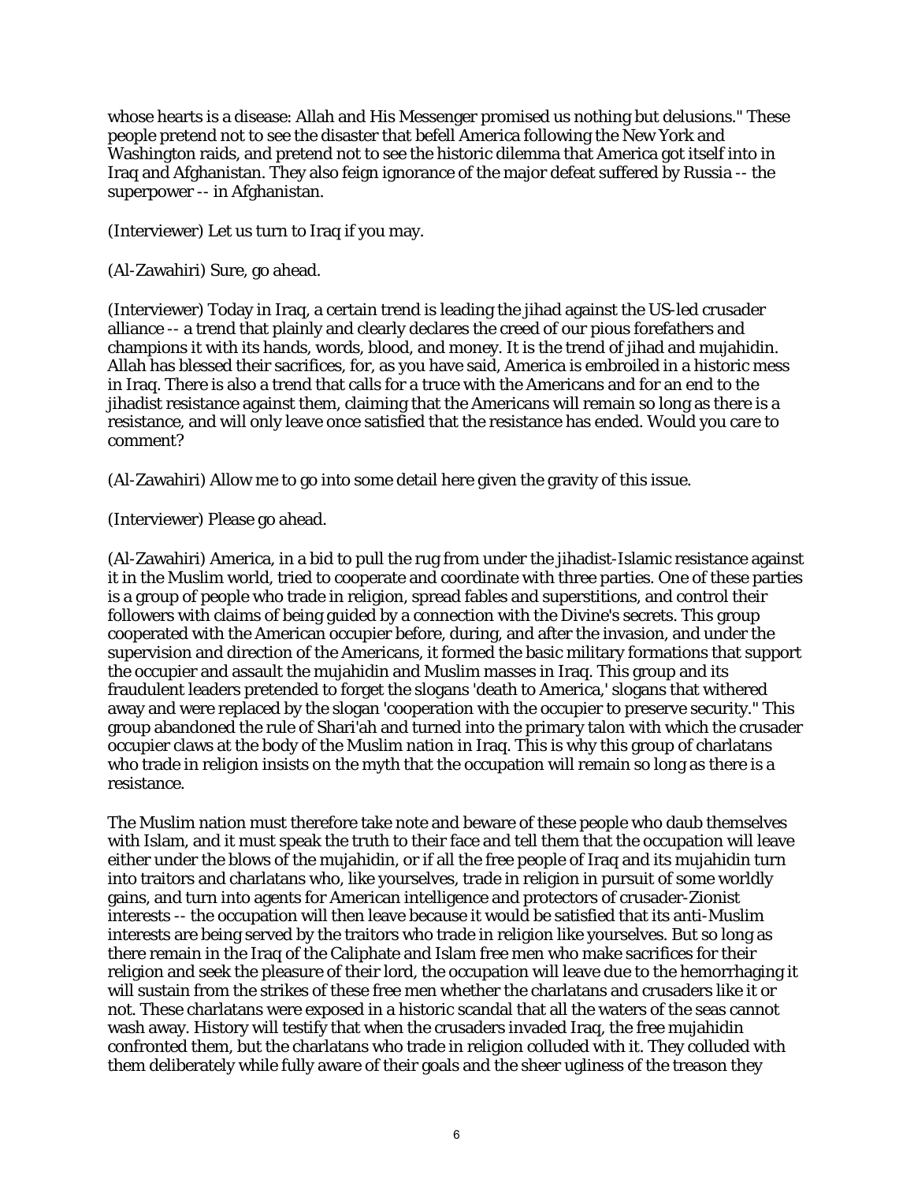whose hearts is a disease: Allah and His Messenger promised us nothing but delusions." These people pretend not to see the disaster that befell America following the New York and Washington raids, and pretend not to see the historic dilemma that America got itself into in Iraq and Afghanistan. They also feign ignorance of the major defeat suffered by Russia -- the superpower -- in Afghanistan.

(Interviewer) Let us turn to Iraq if you may.

(Al-Zawahiri) Sure, go ahead.

(Interviewer) Today in Iraq, a certain trend is leading the jihad against the US-led crusader alliance -- a trend that plainly and clearly declares the creed of our pious forefathers and champions it with its hands, words, blood, and money. It is the trend of jihad and mujahidin. Allah has blessed their sacrifices, for, as you have said, America is embroiled in a historic mess in Iraq. There is also a trend that calls for a truce with the Americans and for an end to the jihadist resistance against them, claiming that the Americans will remain so long as there is a resistance, and will only leave once satisfied that the resistance has ended. Would you care to comment?

(Al-Zawahiri) Allow me to go into some detail here given the gravity of this issue.

(Interviewer) Please go ahead.

(Al-Zawahiri) America, in a bid to pull the rug from under the jihadist-Islamic resistance against it in the Muslim world, tried to cooperate and coordinate with three parties. One of these parties is a group of people who trade in religion, spread fables and superstitions, and control their followers with claims of being guided by a connection with the Divine's secrets. This group cooperated with the American occupier before, during, and after the invasion, and under the supervision and direction of the Americans, it formed the basic military formations that support the occupier and assault the mujahidin and Muslim masses in Iraq. This group and its fraudulent leaders pretended to forget the slogans 'death to America,' slogans that withered away and were replaced by the slogan 'cooperation with the occupier to preserve security." This group abandoned the rule of Shari'ah and turned into the primary talon with which the crusader occupier claws at the body of the Muslim nation in Iraq. This is why this group of charlatans who trade in religion insists on the myth that the occupation will remain so long as there is a resistance.

The Muslim nation must therefore take note and beware of these people who daub themselves with Islam, and it must speak the truth to their face and tell them that the occupation will leave either under the blows of the mujahidin, or if all the free people of Iraq and its mujahidin turn into traitors and charlatans who, like yourselves, trade in religion in pursuit of some worldly gains, and turn into agents for American intelligence and protectors of crusader-Zionist interests -- the occupation will then leave because it would be satisfied that its anti-Muslim interests are being served by the traitors who trade in religion like yourselves. But so long as there remain in the Iraq of the Caliphate and Islam free men who make sacrifices for their religion and seek the pleasure of their lord, the occupation will leave due to the hemorrhaging it will sustain from the strikes of these free men whether the charlatans and crusaders like it or not. These charlatans were exposed in a historic scandal that all the waters of the seas cannot wash away. History will testify that when the crusaders invaded Iraq, the free mujahidin confronted them, but the charlatans who trade in religion colluded with it. They colluded with them deliberately while fully aware of their goals and the sheer ugliness of the treason they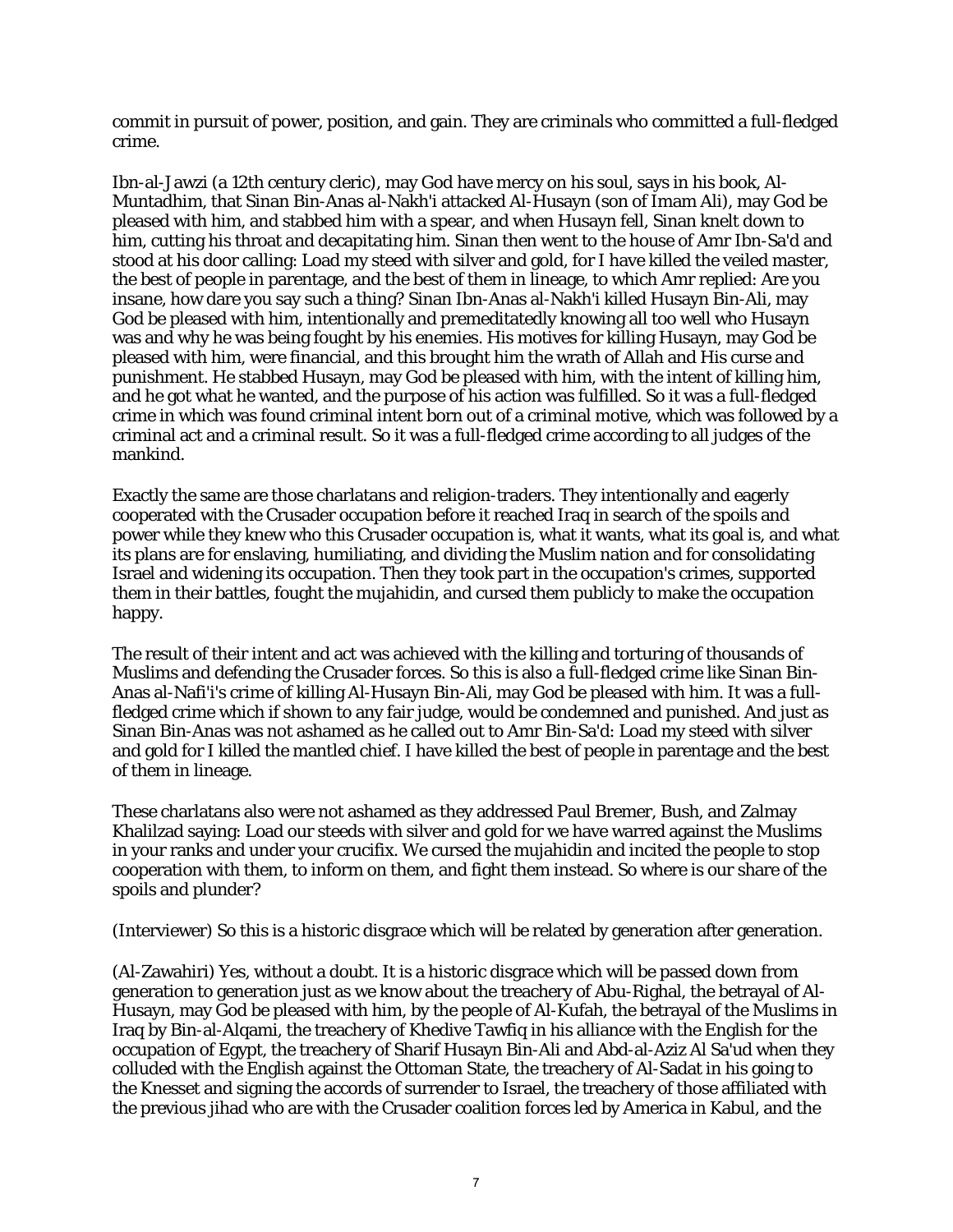commit in pursuit of power, position, and gain. They are criminals who committed a full-fledged crime.

Ibn-al-Jawzi (a 12th century cleric), may God have mercy on his soul, says in his book, Al-Muntadhim, that Sinan Bin-Anas al-Nakh'i attacked Al-Husayn (son of Imam Ali), may God be pleased with him, and stabbed him with a spear, and when Husayn fell, Sinan knelt down to him, cutting his throat and decapitating him. Sinan then went to the house of Amr Ibn-Sa'd and stood at his door calling: Load my steed with silver and gold, for I have killed the veiled master, the best of people in parentage, and the best of them in lineage, to which Amr replied: Are you insane, how dare you say such a thing? Sinan Ibn-Anas al-Nakh'i killed Husayn Bin-Ali, may God be pleased with him, intentionally and premeditatedly knowing all too well who Husayn was and why he was being fought by his enemies. His motives for killing Husayn, may God be pleased with him, were financial, and this brought him the wrath of Allah and His curse and punishment. He stabbed Husayn, may God be pleased with him, with the intent of killing him, and he got what he wanted, and the purpose of his action was fulfilled. So it was a full-fledged crime in which was found criminal intent born out of a criminal motive, which was followed by a criminal act and a criminal result. So it was a full-fledged crime according to all judges of the mankind.

Exactly the same are those charlatans and religion-traders. They intentionally and eagerly cooperated with the Crusader occupation before it reached Iraq in search of the spoils and power while they knew who this Crusader occupation is, what it wants, what its goal is, and what its plans are for enslaving, humiliating, and dividing the Muslim nation and for consolidating Israel and widening its occupation. Then they took part in the occupation's crimes, supported them in their battles, fought the mujahidin, and cursed them publicly to make the occupation happy.

The result of their intent and act was achieved with the killing and torturing of thousands of Muslims and defending the Crusader forces. So this is also a full-fledged crime like Sinan Bin-Anas al-Nafi'i's crime of killing Al-Husayn Bin-Ali, may God be pleased with him. It was a full-fledged crime which if shown to any fair judge, would be condemned and punished. And just as Sinan Bin-Anas was not ashamed as he called out to Amr Bin-Sa'd: Load my steed with silver and gold for I killed the mantled chief. I have killed the best of people in parentage and the best of them in lineage.

These charlatans also were not ashamed as they addressed Paul Bremer, Bush, and Zalmay Khalilzad saying: Load our steeds with silver and gold for we have warred against the Muslims in your ranks and under your crucifix. We cursed the mujahidin and incited the people to stop cooperation with them, to inform on them, and fight them instead. So where is our share of the spoils and plunder?

(Interviewer) So this is a historic disgrace which will be related by generation after generation.

(Al-Zawahiri) Yes, without a doubt. It is a historic disgrace which will be passed down from generation to generation just as we know about the treachery of Abu-Righal, the betrayal of Al-Husayn, may God be pleased with him, by the people of Al-Kufah, the betrayal of the Muslims in Iraq by Bin-al-Alqami, the treachery of Khedive Tawfiq in his alliance with the English for the occupation of Egypt, the treachery of Sharif Husayn Bin-Ali and Abd-al-Aziz Al Sa'ud when they colluded with the English against the Ottoman State, the treachery of Al-Sadat in his going to the Knesset and signing the accords of surrender to Israel, the treachery of those affiliated with the previous jihad who are with the Crusader coalition forces led by America in Kabul, and the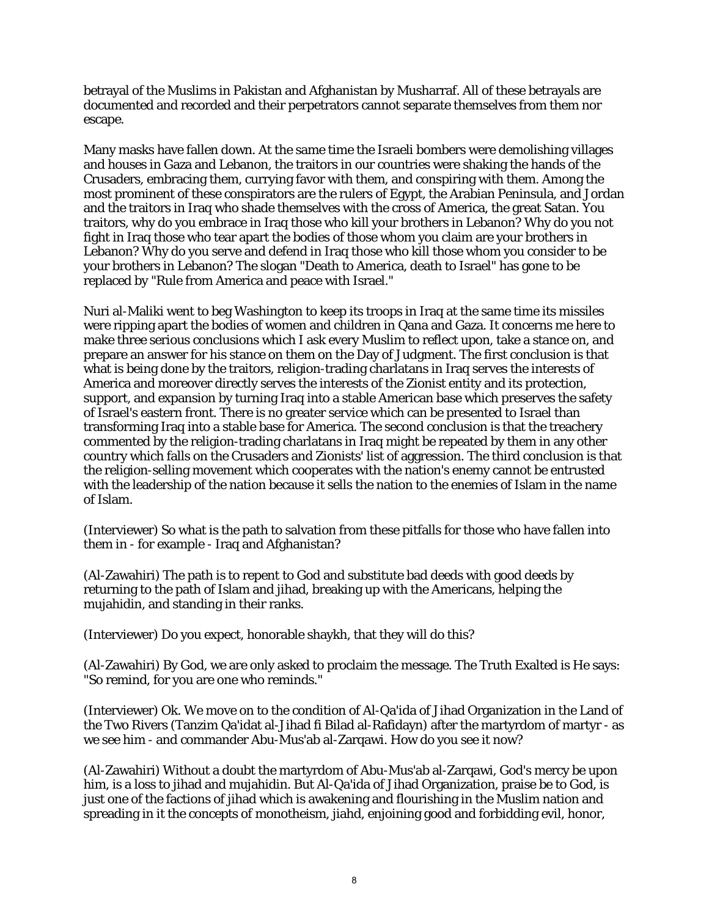betrayal of the Muslims in Pakistan and Afghanistan by Musharraf. All of these betrayals are documented and recorded and their perpetrators cannot separate themselves from them nor escape.

Many masks have fallen down. At the same time the Israeli bombers were demolishing villages and houses in Gaza and Lebanon, the traitors in our countries were shaking the hands of the Crusaders, embracing them, currying favor with them, and conspiring with them. Among the most prominent of these conspirators are the rulers of Egypt, the Arabian Peninsula, and Jordan and the traitors in Iraq who shade themselves with the cross of America, the great Satan. You traitors, why do you embrace in Iraq those who kill your brothers in Lebanon? Why do you not fight in Iraq those who tear apart the bodies of those whom you claim are your brothers in Lebanon? Why do you serve and defend in Iraq those who kill those whom you consider to be your brothers in Lebanon? The slogan "Death to America, death to Israel" has gone to be replaced by "Rule from America and peace with Israel."

Nuri al-Maliki went to beg Washington to keep its troops in Iraq at the same time its missiles were ripping apart the bodies of women and children in Qana and Gaza. It concerns me here to make three serious conclusions which I ask every Muslim to reflect upon, take a stance on, and prepare an answer for his stance on them on the Day of Judgment. The first conclusion is that what is being done by the traitors, religion-trading charlatans in Iraq serves the interests of America and moreover directly serves the interests of the Zionist entity and its protection, support, and expansion by turning Iraq into a stable American base which preserves the safety of Israel's eastern front. There is no greater service which can be presented to Israel than transforming Iraq into a stable base for America. The second conclusion is that the treachery commented by the religion-trading charlatans in Iraq might be repeated by them in any other country which falls on the Crusaders and Zionists' list of aggression. The third conclusion is that the religion-selling movement which cooperates with the nation's enemy cannot be entrusted with the leadership of the nation because it sells the nation to the enemies of Islam in the name of Islam.

(Interviewer) So what is the path to salvation from these pitfalls for those who have fallen into them in - for example - Iraq and Afghanistan?

(Al-Zawahiri) The path is to repent to God and substitute bad deeds with good deeds by returning to the path of Islam and jihad, breaking up with the Americans, helping the mujahidin, and standing in their ranks.

(Interviewer) Do you expect, honorable shaykh, that they will do this?

(Al-Zawahiri) By God, we are only asked to proclaim the message. The Truth Exalted is He says: "So remind, for you are one who reminds."

(Interviewer) Ok. We move on to the condition of Al-Qa'ida of Jihad Organization in the Land of the Two Rivers (Tanzim Qa'idat al-Jihad fi Bilad al-Rafidayn) after the martyrdom of martyr - as we see him - and commander Abu-Mus'ab al-Zarqawi. How do you see it now?

(Al-Zawahiri) Without a doubt the martyrdom of Abu-Mus'ab al-Zarqawi, God's mercy be upon him, is a loss to jihad and mujahidin. But Al-Qa'ida of Jihad Organization, praise be to God, is just one of the factions of jihad which is awakening and flourishing in the Muslim nation and spreading in it the concepts of monotheism, jiahd, enjoining good and forbidding evil, honor,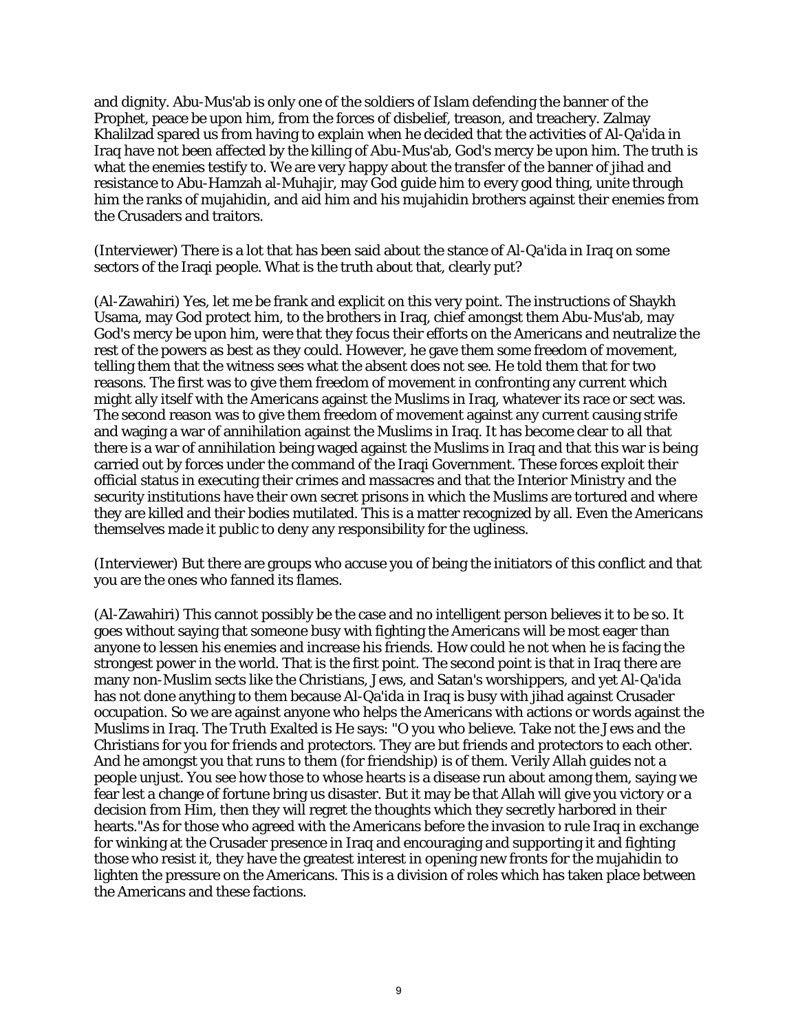and dignity. Abu-Mus'ab is only one of the soldiers of Islam defending the banner of the Prophet, peace be upon him, from the forces of disbelief, treason, and treachery. Zalmay Khalilzad spared us from having to explain when he decided that the activities of Al-Qa'ida in Iraq have not been affected by the killing of Abu-Mus'ab, God's mercy be upon him. The truth is what the enemies testify to. We are very happy about the transfer of the banner of jihad and resistance to Abu-Hamzah al-Muhajir, may God guide him to every good thing, unite through him the ranks of mujahidin, and aid him and his mujahidin brothers against their enemies from the Crusaders and traitors.

(Interviewer) There is a lot that has been said about the stance of Al-Qa'ida in Iraq on some sectors of the Iraqi people. What is the truth about that, clearly put?

(Al-Zawahiri) Yes, let me be frank and explicit on this very point. The instructions of Shaykh Usama, may God protect him, to the brothers in Iraq, chief amongst them Abu-Mus'ab, may God's mercy be upon him, were that they focus their efforts on the Americans and neutralize the rest of the powers as best as they could. However, he gave them some freedom of movement, telling them that the witness sees what the absent does not see. He told them that for two reasons. The first was to give them freedom of movement in confronting any current which might ally itself with the Americans against the Muslims in Iraq, whatever its race or sect was. The second reason was to give them freedom of movement against any current causing strife and waging a war of annihilation against the Muslims in Iraq. It has become clear to all that there is a war of annihilation being waged against the Muslims in Iraq and that this war is being carried out by forces under the command of the Iraqi Government. These forces exploit their official status in executing their crimes and massacres and that the Interior Ministry and the security institutions have their own secret prisons in which the Muslims are tortured and where they are killed and their bodies mutilated. This is a matter recognized by all. Even the Americans themselves made it public to deny any responsibility for the ugliness.

(Interviewer) But there are groups who accuse you of being the initiators of this conflict and that you are the ones who fanned its flames.

(Al-Zawahiri) This cannot possibly be the case and no intelligent person believes it to be so. It goes without saying that someone busy with fighting the Americans will be most eager than anyone to lessen his enemies and increase his friends. How could he not when he is facing the strongest power in the world. That is the first point. The second point is that in Iraq there are many non-Muslim sects like the Christians, Jews, and Satan's worshippers, and yet Al-Qa'ida has not done anything to them because Al-Qa'ida in Iraq is busy with jihad against Crusader occupation. So we are against anyone who helps the Americans with actions or words against the Muslims in Iraq. The Truth Exalted is He says: "O you who believe. Take not the Jews and the Christians for you for friends and protectors. They are but friends and protectors to each other. And he amongst you that runs to them (for friendship) is of them. Verily Allah guides not a people unjust. You see how those to whose hearts is a disease run about among them, saying we fear lest a change of fortune bring us disaster. But it may be that Allah will give you victory or a decision from Him, then they will regret the thoughts which they secretly harbored in their hearts."As for those who agreed with the Americans before the invasion to rule Iraq in exchange for winking at the Crusader presence in Iraq and encouraging and supporting it and fighting those who resist it, they have the greatest interest in opening new fronts for the mujahidin to lighten the pressure on the Americans. This is a division of roles which has taken place between the Americans and these factions.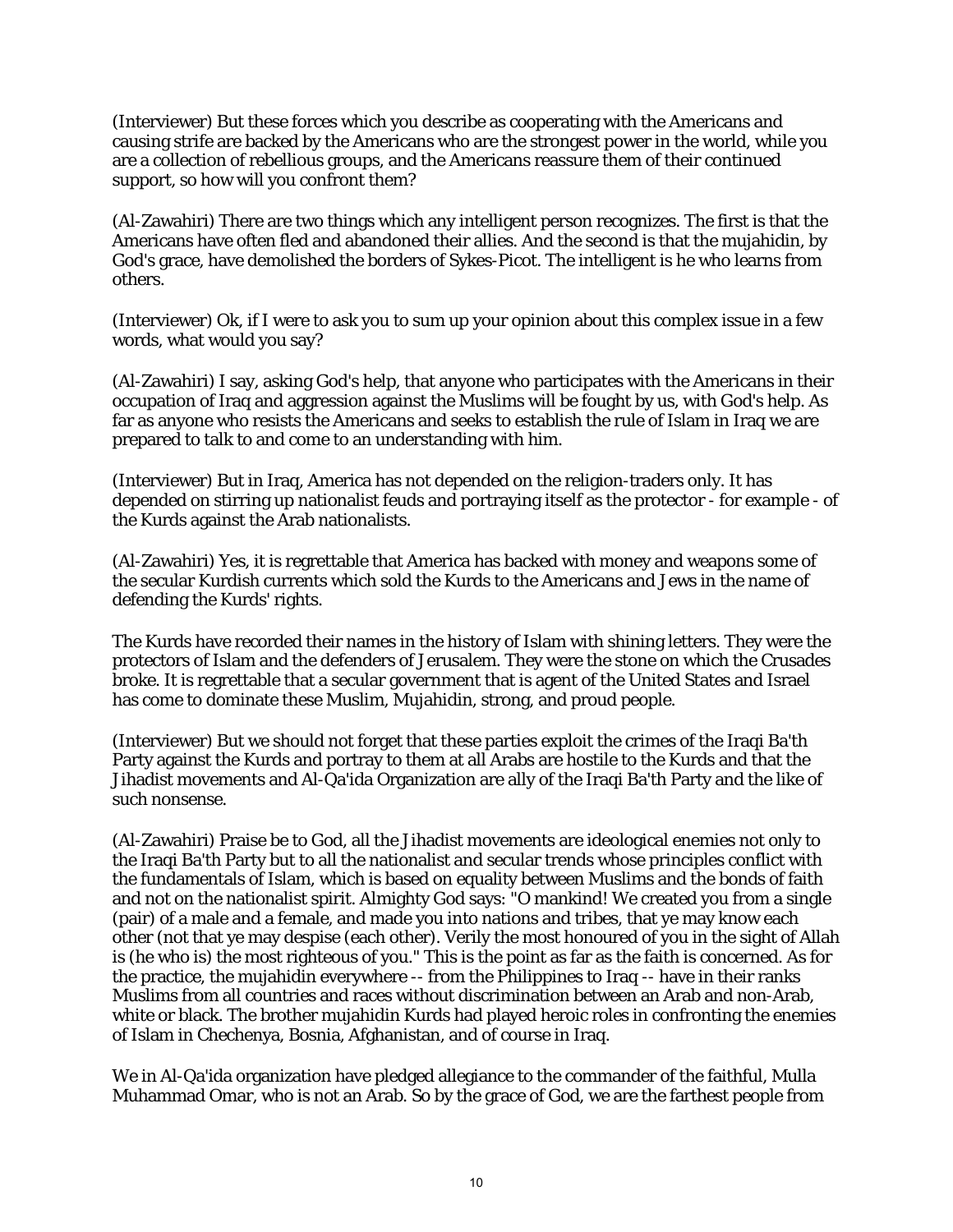(Interviewer) But these forces which you describe as cooperating with the Americans and causing strife are backed by the Americans who are the strongest power in the world, while you are a collection of rebellious groups, and the Americans reassure them of their continued support, so how will you confront them?

(Al-Zawahiri) There are two things which any intelligent person recognizes. The first is that the Americans have often fled and abandoned their allies. And the second is that the mujahidin, by God's grace, have demolished the borders of Sykes-Picot. The intelligent is he who learns from others.

(Interviewer) Ok, if I were to ask you to sum up your opinion about this complex issue in a few words, what would you say?

(Al-Zawahiri) I say, asking God's help, that anyone who participates with the Americans in their occupation of Iraq and aggression against the Muslims will be fought by us, with God's help. As far as anyone who resists the Americans and seeks to establish the rule of Islam in Iraq we are prepared to talk to and come to an understanding with him.

(Interviewer) But in Iraq, America has not depended on the religion-traders only. It has depended on stirring up nationalist feuds and portraying itself as the protector - for example - of the Kurds against the Arab nationalists.

(Al-Zawahiri) Yes, it is regrettable that America has backed with money and weapons some of the secular Kurdish currents which sold the Kurds to the Americans and Jews in the name of defending the Kurds' rights.

The Kurds have recorded their names in the history of Islam with shining letters. They were the protectors of Islam and the defenders of Jerusalem. They were the stone on which the Crusades broke. It is regrettable that a secular government that is agent of the United States and Israel has come to dominate these Muslim, Mujahidin, strong, and proud people.

(Interviewer) But we should not forget that these parties exploit the crimes of the Iraqi Ba'th Party against the Kurds and portray to them at all Arabs are hostile to the Kurds and that the Jihadist movements and Al-Qa'ida Organization are ally of the Iraqi Ba'th Party and the like of such nonsense.

(Al-Zawahiri) Praise be to God, all the Jihadist movements are ideological enemies not only to the Iraqi Ba'th Party but to all the nationalist and secular trends whose principles conflict with the fundamentals of Islam, which is based on equality between Muslims and the bonds of faith and not on the nationalist spirit. Almighty God says: "O mankind! We created you from a single (pair) of a male and a female, and made you into nations and tribes, that ye may know each other (not that ye may despise (each other). Verily the most honoured of you in the sight of Allah is (he who is) the most righteous of you." This is the point as far as the faith is concerned. As for the practice, the mujahidin everywhere -- from the Philippines to Iraq -- have in their ranks Muslims from all countries and races without discrimination between an Arab and non-Arab, white or black. The brother mujahidin Kurds had played heroic roles in confronting the enemies of Islam in Chechenya, Bosnia, Afghanistan, and of course in Iraq.

We in Al-Qa'ida organization have pledged allegiance to the commander of the faithful, Mulla Muhammad Omar, who is not an Arab. So by the grace of God, we are the farthest people from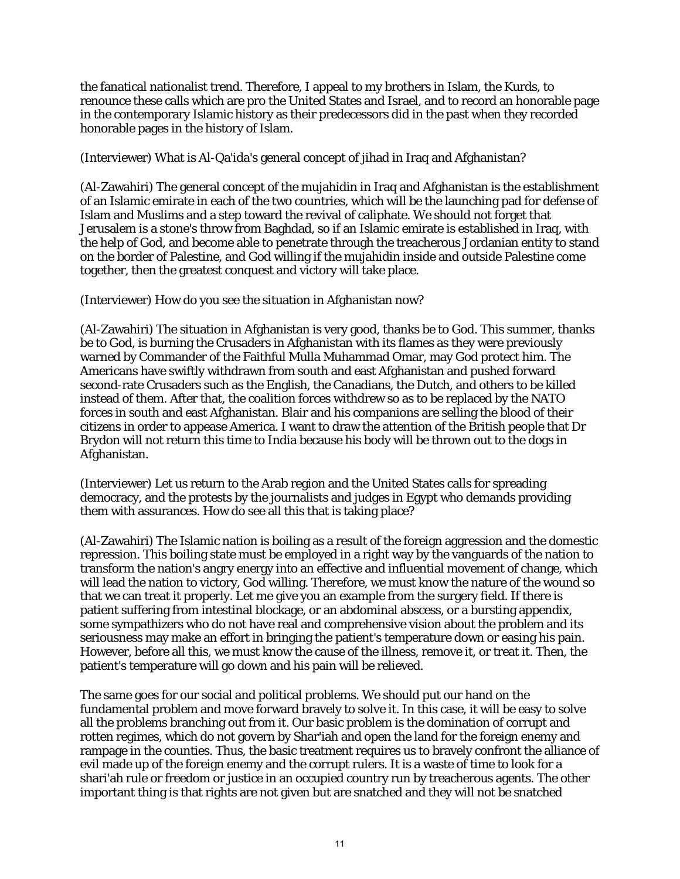the fanatical nationalist trend. Therefore, I appeal to my brothers in Islam, the Kurds, to renounce these calls which are pro the United States and Israel, and to record an honorable page in the contemporary Islamic history as their predecessors did in the past when they recorded honorable pages in the history of Islam.

(Interviewer) What is Al-Qa'ida's general concept of jihad in Iraq and Afghanistan?

(Al-Zawahiri) The general concept of the mujahidin in Iraq and Afghanistan is the establishment of an Islamic emirate in each of the two countries, which will be the launching pad for defense of Islam and Muslims and a step toward the revival of caliphate. We should not forget that Jerusalem is a stone's throw from Baghdad, so if an Islamic emirate is established in Iraq, with the help of God, and become able to penetrate through the treacherous Jordanian entity to stand on the border of Palestine, and God willing if the mujahidin inside and outside Palestine come together, then the greatest conquest and victory will take place.

(Interviewer) How do you see the situation in Afghanistan now?

(Al-Zawahiri) The situation in Afghanistan is very good, thanks be to God. This summer, thanks be to God, is burning the Crusaders in Afghanistan with its flames as they were previously warned by Commander of the Faithful Mulla Muhammad Omar, may God protect him. The Americans have swiftly withdrawn from south and east Afghanistan and pushed forward second-rate Crusaders such as the English, the Canadians, the Dutch, and others to be killed instead of them. After that, the coalition forces withdrew so as to be replaced by the NATO forces in south and east Afghanistan. Blair and his companions are selling the blood of their citizens in order to appease America. I want to draw the attention of the British people that Dr Brydon will not return this time to India because his body will be thrown out to the dogs in Afghanistan.

(Interviewer) Let us return to the Arab region and the United States calls for spreading democracy, and the protests by the journalists and judges in Egypt who demands providing them with assurances. How do see all this that is taking place?

(Al-Zawahiri) The Islamic nation is boiling as a result of the foreign aggression and the domestic repression. This boiling state must be employed in a right way by the vanguards of the nation to transform the nation's angry energy into an effective and influential movement of change, which will lead the nation to victory, God willing. Therefore, we must know the nature of the wound so that we can treat it properly. Let me give you an example from the surgery field. If there is patient suffering from intestinal blockage, or an abdominal abscess, or a bursting appendix, some sympathizers who do not have real and comprehensive vision about the problem and its seriousness may make an effort in bringing the patient's temperature down or easing his pain. However, before all this, we must know the cause of the illness, remove it, or treat it. Then, the patient's temperature will go down and his pain will be relieved.

The same goes for our social and political problems. We should put our hand on the fundamental problem and move forward bravely to solve it. In this case, it will be easy to solve all the problems branching out from it. Our basic problem is the domination of corrupt and rotten regimes, which do not govern by Shar'iah and open the land for the foreign enemy and rampage in the counties. Thus, the basic treatment requires us to bravely confront the alliance of evil made up of the foreign enemy and the corrupt rulers. It is a waste of time to look for a shari'ah rule or freedom or justice in an occupied country run by treacherous agents. The other important thing is that rights are not given but are snatched and they will not be snatched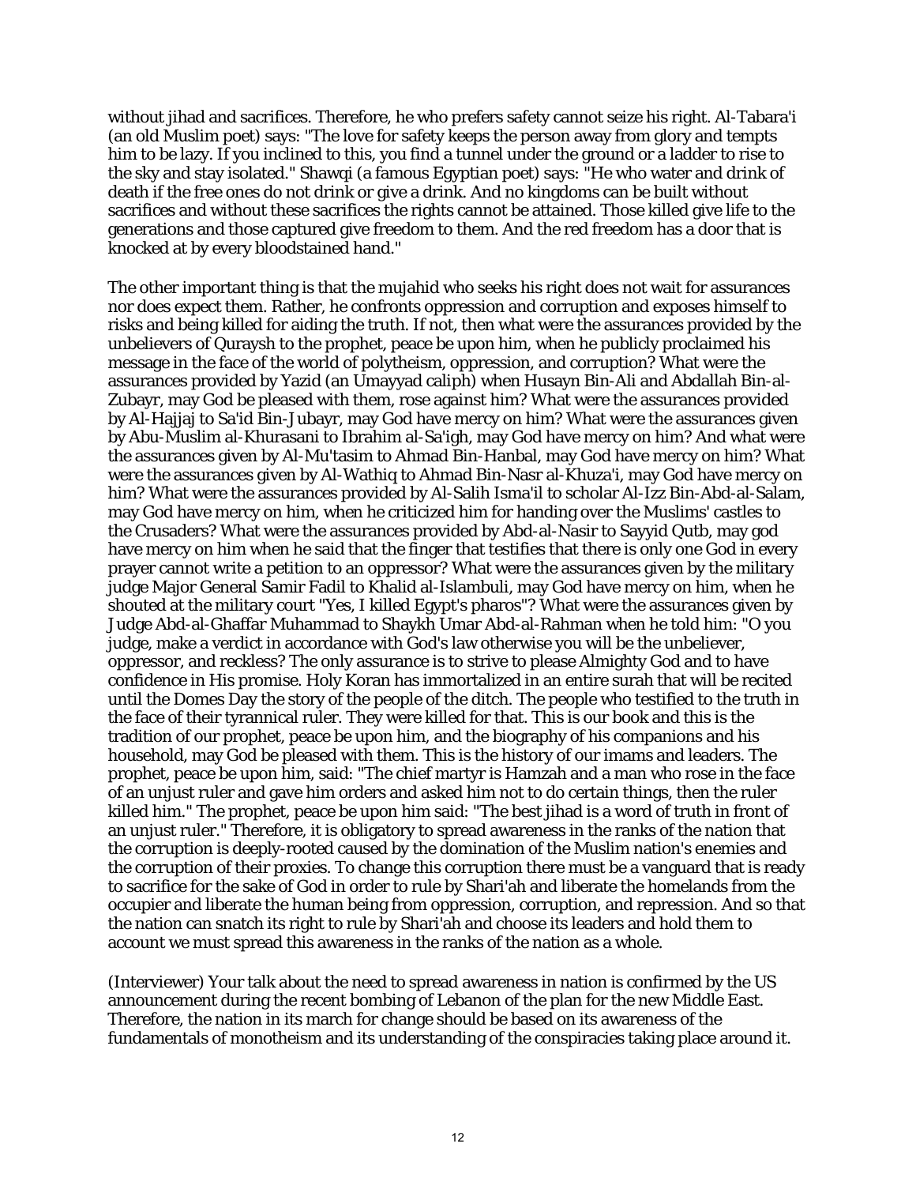without jihad and sacrifices. Therefore, he who prefers safety cannot seize his right. Al-Tabara'i (an old Muslim poet) says: "The love for safety keeps the person away from glory and tempts him to be lazy. If you inclined to this, you find a tunnel under the ground or a ladder to rise to the sky and stay isolated." Shawqi (a famous Egyptian poet) says: "He who water and drink of death if the free ones do not drink or give a drink. And no kingdoms can be built without sacrifices and without these sacrifices the rights cannot be attained. Those killed give life to the generations and those captured give freedom to them. And the red freedom has a door that is knocked at by every bloodstained hand."

The other important thing is that the mujahid who seeks his right does not wait for assurances nor does expect them. Rather, he confronts oppression and corruption and exposes himself to risks and being killed for aiding the truth. If not, then what were the assurances provided by the unbelievers of Quraysh to the prophet, peace be upon him, when he publicly proclaimed his message in the face of the world of polytheism, oppression, and corruption? What were the assurances provided by Yazid (an Umayyad caliph) when Husayn Bin-Ali and Abdallah Bin-al-Zubayr, may God be pleased with them, rose against him? What were the assurances provided by Al-Hajjaj to Sa'id Bin-Jubayr, may God have mercy on him? What were the assurances given by Abu-Muslim al-Khurasani to Ibrahim al-Sa'igh, may God have mercy on him? And what were the assurances given by Al-Mu'tasim to Ahmad Bin-Hanbal, may God have mercy on him? What were the assurances given by Al-Wathiq to Ahmad Bin-Nasr al-Khuza'i, may God have mercy on him? What were the assurances provided by Al-Salih Isma'il to scholar Al-Izz Bin-Abd-al-Salam, may God have mercy on him, when he criticized him for handing over the Muslims' castles to the Crusaders? What were the assurances provided by Abd-al-Nasir to Sayyid Qutb, may god have mercy on him when he said that the finger that testifies that there is only one God in every prayer cannot write a petition to an oppressor? What were the assurances given by the military judge Major General Samir Fadil to Khalid al-Islambuli, may God have mercy on him, when he shouted at the military court "Yes, I killed Egypt's pharos"? What were the assurances given by Judge Abd-al-Ghaffar Muhammad to Shaykh Umar Abd-al-Rahman when he told him: "O you judge, make a verdict in accordance with God's law otherwise you will be the unbeliever, oppressor, and reckless? The only assurance is to strive to please Almighty God and to have confidence in His promise. Holy Koran has immortalized in an entire surah that will be recited until the Domes Day the story of the people of the ditch. The people who testified to the truth in the face of their tyrannical ruler. They were killed for that. This is our book and this is the tradition of our prophet, peace be upon him, and the biography of his companions and his household, may God be pleased with them. This is the history of our imams and leaders. The prophet, peace be upon him, said: "The chief martyr is Hamzah and a man who rose in the face of an unjust ruler and gave him orders and asked him not to do certain things, then the ruler killed him." The prophet, peace be upon him said: "The best jihad is a word of truth in front of an unjust ruler." Therefore, it is obligatory to spread awareness in the ranks of the nation that the corruption is deeply-rooted caused by the domination of the Muslim nation's enemies and the corruption of their proxies. To change this corruption there must be a vanguard that is ready to sacrifice for the sake of God in order to rule by Shari'ah and liberate the homelands from the occupier and liberate the human being from oppression, corruption, and repression. And so that the nation can snatch its right to rule by Shari'ah and choose its leaders and hold them to account we must spread this awareness in the ranks of the nation as a whole.

(Interviewer) Your talk about the need to spread awareness in nation is confirmed by the US announcement during the recent bombing of Lebanon of the plan for the new Middle East. Therefore, the nation in its march for change should be based on its awareness of the fundamentals of monotheism and its understanding of the conspiracies taking place around it.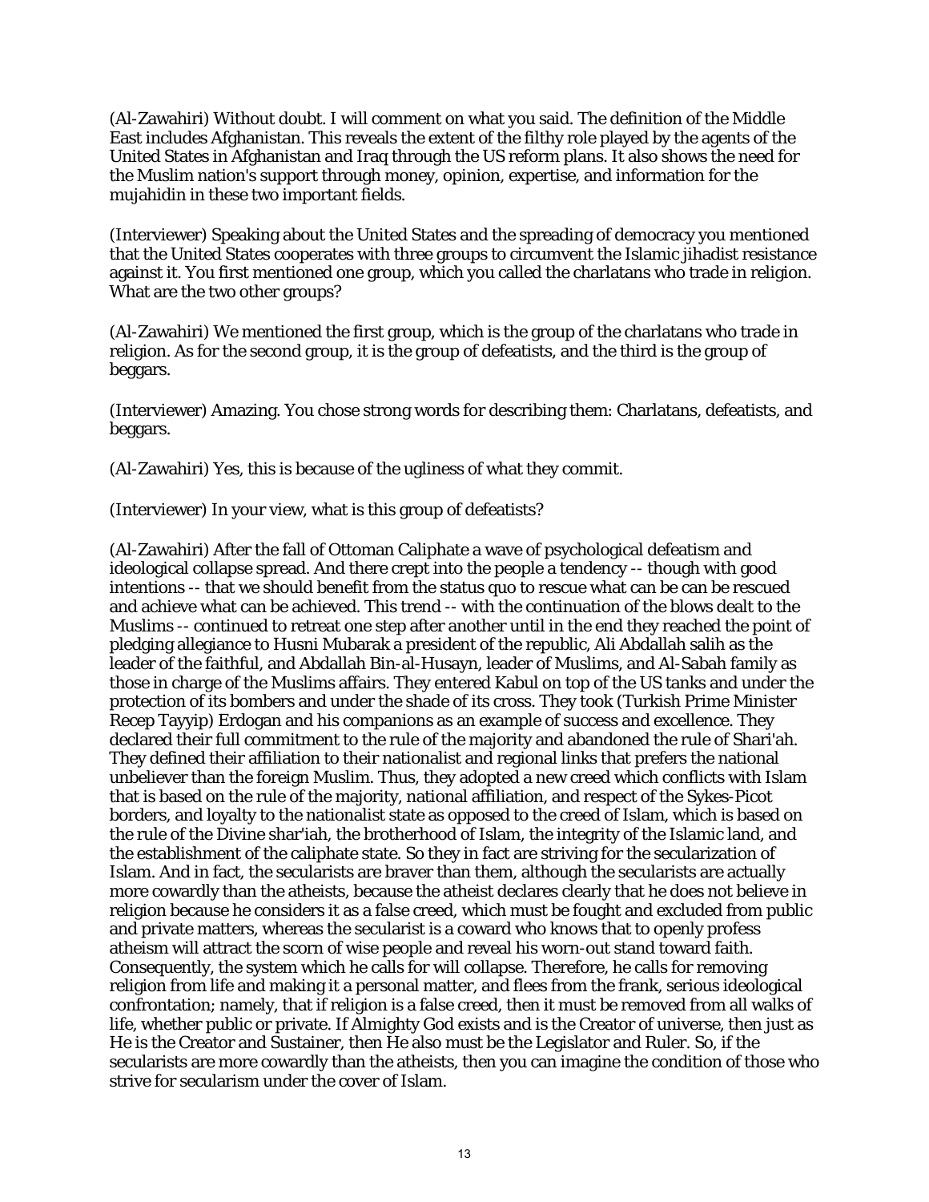(Al-Zawahiri) Without doubt. I will comment on what you said. The definition of the Middle East includes Afghanistan. This reveals the extent of the filthy role played by the agents of the United States in Afghanistan and Iraq through the US reform plans. It also shows the need for the Muslim nation's support through money, opinion, expertise, and information for the mujahidin in these two important fields.

(Interviewer) Speaking about the United States and the spreading of democracy you mentioned that the United States cooperates with three groups to circumvent the Islamic jihadist resistance against it. You first mentioned one group, which you called the charlatans who trade in religion. What are the two other groups?

(Al-Zawahiri) We mentioned the first group, which is the group of the charlatans who trade in religion. As for the second group, it is the group of defeatists, and the third is the group of beggars.

(Interviewer) Amazing. You chose strong words for describing them: Charlatans, defeatists, and beggars.

(Al-Zawahiri) Yes, this is because of the ugliness of what they commit.

(Interviewer) In your view, what is this group of defeatists?

(Al-Zawahiri) After the fall of Ottoman Caliphate a wave of psychological defeatism and ideological collapse spread. And there crept into the people a tendency -- though with good intentions -- that we should benefit from the status quo to rescue what can be can be rescued and achieve what can be achieved. This trend -- with the continuation of the blows dealt to the Muslims -- continued to retreat one step after another until in the end they reached the point of pledging allegiance to Husni Mubarak a president of the republic, Ali Abdallah salih as the leader of the faithful, and Abdallah Bin-al-Husayn, leader of Muslims, and Al-Sabah family as those in charge of the Muslims affairs. They entered Kabul on top of the US tanks and under the protection of its bombers and under the shade of its cross. They took (Turkish Prime Minister Recep Tayyip) Erdogan and his companions as an example of success and excellence. They declared their full commitment to the rule of the majority and abandoned the rule of Shari'ah. They defined their affiliation to their nationalist and regional links that prefers the national unbeliever than the foreign Muslim. Thus, they adopted a new creed which conflicts with Islam that is based on the rule of the majority, national affiliation, and respect of the Sykes-Picot borders, and loyalty to the nationalist state as opposed to the creed of Islam, which is based on the rule of the Divine shar'iah, the brotherhood of Islam, the integrity of the Islamic land, and the establishment of the caliphate state. So they in fact are striving for the secularization of Islam. And in fact, the secularists are braver than them, although the secularists are actually more cowardly than the atheists, because the atheist declares clearly that he does not believe in religion because he considers it as a false creed, which must be fought and excluded from public and private matters, whereas the secularist is a coward who knows that to openly profess atheism will attract the scorn of wise people and reveal his worn-out stand toward faith. Consequently, the system which he calls for will collapse. Therefore, he calls for removing religion from life and making it a personal matter, and flees from the frank, serious ideological confrontation; namely, that if religion is a false creed, then it must be removed from all walks of life, whether public or private. If Almighty God exists and is the Creator of universe, then just as He is the Creator and Sustainer, then He also must be the Legislator and Ruler. So, if the secularists are more cowardly than the atheists, then you can imagine the condition of those who strive for secularism under the cover of Islam.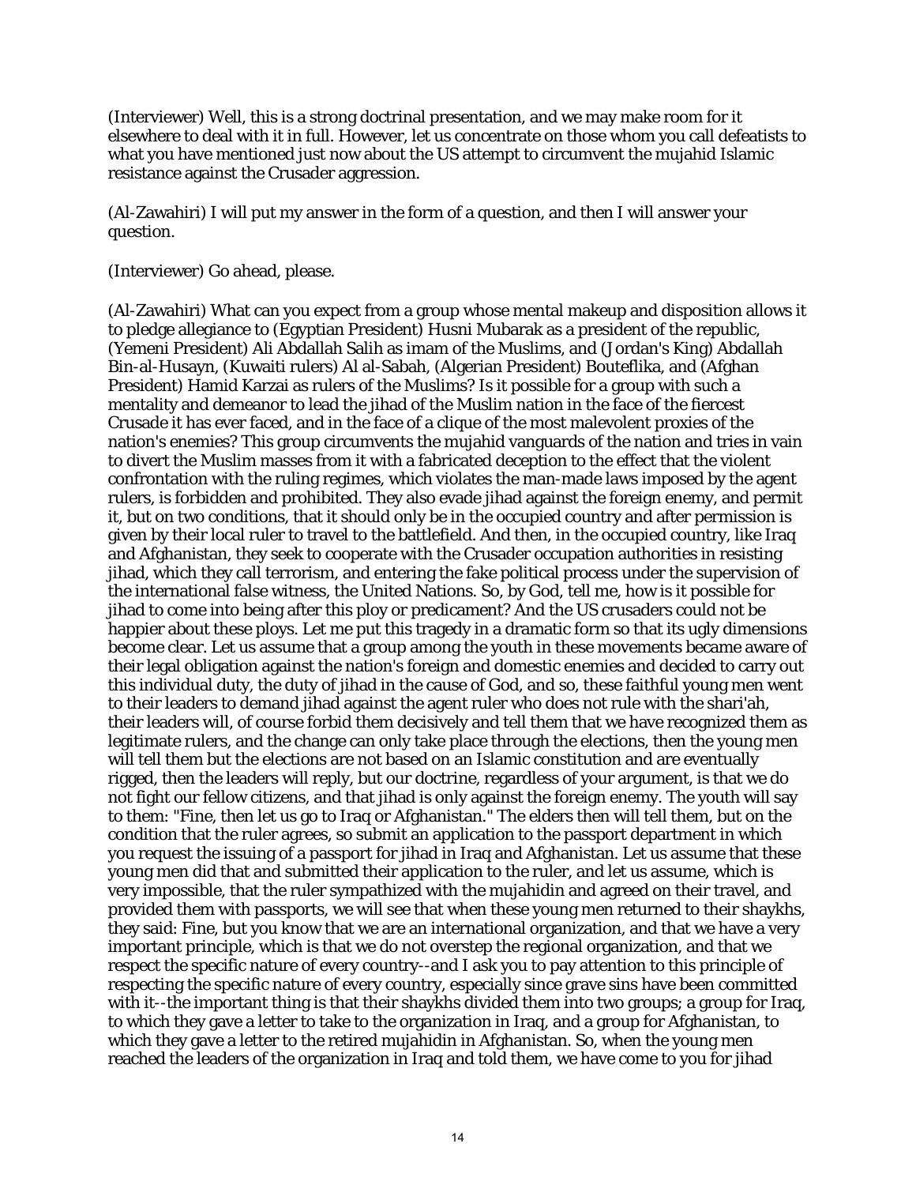(Interviewer) Well, this is a strong doctrinal presentation, and we may make room for it elsewhere to deal with it in full. However, let us concentrate on those whom you call defeatists to what you have mentioned just now about the US attempt to circumvent the mujahid Islamic resistance against the Crusader aggression.

(Al-Zawahiri) I will put my answer in the form of a question, and then I will answer your question.

(Interviewer) Go ahead, please.

(Al-Zawahiri) What can you expect from a group whose mental makeup and disposition allows it to pledge allegiance to (Egyptian President) Husni Mubarak as a president of the republic, (Yemeni President) Ali Abdallah Salih as imam of the Muslims, and (Jordan's King) Abdallah Bin-al-Husayn, (Kuwaiti rulers) Al al-Sabah, (Algerian President) Bouteflika, and (Afghan President) Hamid Karzai as rulers of the Muslims? Is it possible for a group with such a mentality and demeanor to lead the jihad of the Muslim nation in the face of the fiercest Crusade it has ever faced, and in the face of a clique of the most malevolent proxies of the nation's enemies? This group circumvents the mujahid vanguards of the nation and tries in vain to divert the Muslim masses from it with a fabricated deception to the effect that the violent confrontation with the ruling regimes, which violates the man-made laws imposed by the agent rulers, is forbidden and prohibited. They also evade jihad against the foreign enemy, and permit it, but on two conditions, that it should only be in the occupied country and after permission is given by their local ruler to travel to the battlefield. And then, in the occupied country, like Iraq and Afghanistan, they seek to cooperate with the Crusader occupation authorities in resisting jihad, which they call terrorism, and entering the fake political process under the supervision of the international false witness, the United Nations. So, by God, tell me, how is it possible for jihad to come into being after this ploy or predicament? And the US crusaders could not be happier about these ploys. Let me put this tragedy in a dramatic form so that its ugly dimensions become clear. Let us assume that a group among the youth in these movements became aware of their legal obligation against the nation's foreign and domestic enemies and decided to carry out this individual duty, the duty of jihad in the cause of God, and so, these faithful young men went to their leaders to demand jihad against the agent ruler who does not rule with the shari'ah, their leaders will, of course forbid them decisively and tell them that we have recognized them as legitimate rulers, and the change can only take place through the elections, then the young men will tell them but the elections are not based on an Islamic constitution and are eventually rigged, then the leaders will reply, but our doctrine, regardless of your argument, is that we do not fight our fellow citizens, and that jihad is only against the foreign enemy. The youth will say to them: "Fine, then let us go to Iraq or Afghanistan." The elders then will tell them, but on the condition that the ruler agrees, so submit an application to the passport department in which you request the issuing of a passport for jihad in Iraq and Afghanistan. Let us assume that these young men did that and submitted their application to the ruler, and let us assume, which is very impossible, that the ruler sympathized with the mujahidin and agreed on their travel, and provided them with passports, we will see that when these young men returned to their shaykhs, they said: Fine, but you know that we are an international organization, and that we have a very important principle, which is that we do not overstep the regional organization, and that we respect the specific nature of every country--and I ask you to pay attention to this principle of respecting the specific nature of every country, especially since grave sins have been committed with it--the important thing is that their shaykhs divided them into two groups; a group for Iraq, to which they gave a letter to take to the organization in Iraq, and a group for Afghanistan, to which they gave a letter to the retired mujahidin in Afghanistan. So, when the young men reached the leaders of the organization in Iraq and told them, we have come to you for jihad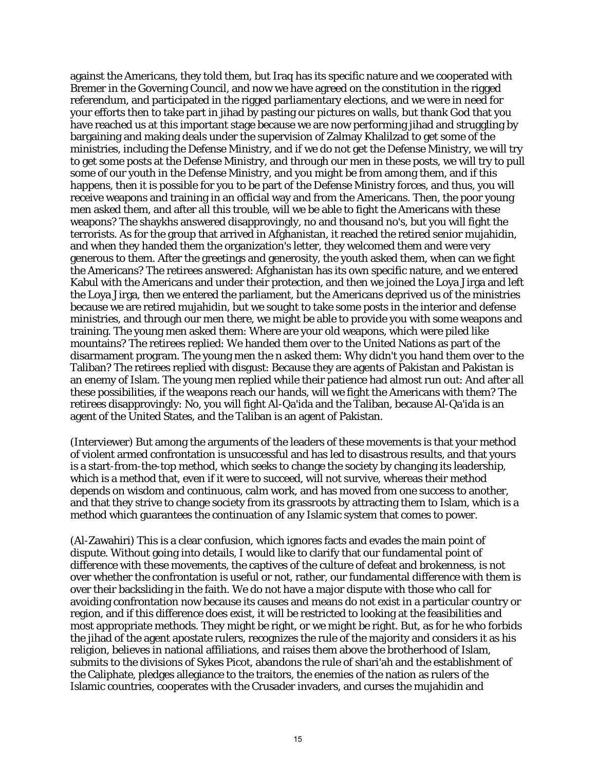against the Americans, they told them, but Iraq has its specific nature and we cooperated with Bremer in the Governing Council, and now we have agreed on the constitution in the rigged referendum, and participated in the rigged parliamentary elections, and we were in need for your efforts then to take part in jihad by pasting our pictures on walls, but thank God that you have reached us at this important stage because we are now performing jihad and struggling by bargaining and making deals under the supervision of Zalmay Khalilzad to get some of the ministries, including the Defense Ministry, and if we do not get the Defense Ministry, we will try to get some posts at the Defense Ministry, and through our men in these posts, we will try to pull some of our youth in the Defense Ministry, and you might be from among them, and if this happens, then it is possible for you to be part of the Defense Ministry forces, and thus, you will receive weapons and training in an official way and from the Americans. Then, the poor young men asked them, and after all this trouble, will we be able to fight the Americans with these weapons? The shaykhs answered disapprovingly, no and thousand no's, but you will fight the terrorists. As for the group that arrived in Afghanistan, it reached the retired senior mujahidin, and when they handed them the organization's letter, they welcomed them and were very generous to them. After the greetings and generosity, the youth asked them, when can we fight the Americans? The retirees answered: Afghanistan has its own specific nature, and we entered Kabul with the Americans and under their protection, and then we joined the Loya Jirga and left the Loya Jirga, then we entered the parliament, but the Americans deprived us of the ministries because we are retired mujahidin, but we sought to take some posts in the interior and defense ministries, and through our men there, we might be able to provide you with some weapons and training. The young men asked them: Where are your old weapons, which were piled like mountains? The retirees replied: We handed them over to the United Nations as part of the disarmament program. The young men the n asked them: Why didn't you hand them over to the Taliban? The retirees replied with disgust: Because they are agents of Pakistan and Pakistan is an enemy of Islam. The young men replied while their patience had almost run out: And after all these possibilities, if the weapons reach our hands, will we fight the Americans with them? The retirees disapprovingly: No, you will fight Al-Qa'ida and the Taliban, because Al-Qa'ida is an agent of the United States, and the Taliban is an agent of Pakistan.

(Interviewer) But among the arguments of the leaders of these movements is that your method of violent armed confrontation is unsuccessful and has led to disastrous results, and that yours is a start-from-the-top method, which seeks to change the society by changing its leadership, which is a method that, even if it were to succeed, will not survive, whereas their method depends on wisdom and continuous, calm work, and has moved from one success to another, and that they strive to change society from its grassroots by attracting them to Islam, which is a method which guarantees the continuation of any Islamic system that comes to power.

(Al-Zawahiri) This is a clear confusion, which ignores facts and evades the main point of dispute. Without going into details, I would like to clarify that our fundamental point of difference with these movements, the captives of the culture of defeat and brokenness, is not over whether the confrontation is useful or not, rather, our fundamental difference with them is over their backsliding in the faith. We do not have a major dispute with those who call for avoiding confrontation now because its causes and means do not exist in a particular country or region, and if this difference does exist, it will be restricted to looking at the feasibilities and most appropriate methods. They might be right, or we might be right. But, as for he who forbids the jihad of the agent apostate rulers, recognizes the rule of the majority and considers it as his religion, believes in national affiliations, and raises them above the brotherhood of Islam, submits to the divisions of Sykes Picot, abandons the rule of shari'ah and the establishment of the Caliphate, pledges allegiance to the traitors, the enemies of the nation as rulers of the Islamic countries, cooperates with the Crusader invaders, and curses the mujahidin and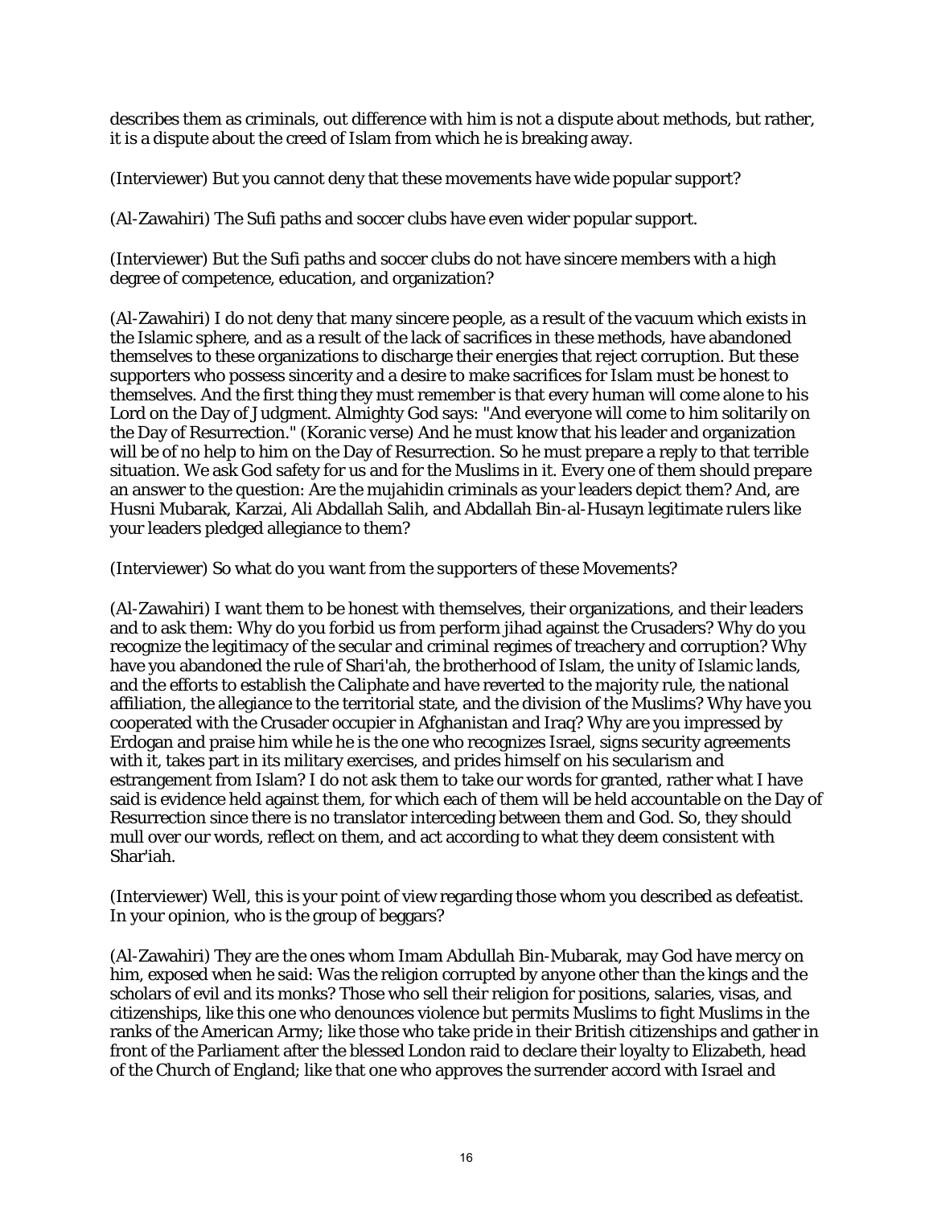describes them as criminals, out difference with him is not a dispute about methods, but rather, it is a dispute about the creed of Islam from which he is breaking away.

(Interviewer) But you cannot deny that these movements have wide popular support?

(Al-Zawahiri) The Sufi paths and soccer clubs have even wider popular support.

(Interviewer) But the Sufi paths and soccer clubs do not have sincere members with a high degree of competence, education, and organization?

(Al-Zawahiri) I do not deny that many sincere people, as a result of the vacuum which exists in the Islamic sphere, and as a result of the lack of sacrifices in these methods, have abandoned themselves to these organizations to discharge their energies that reject corruption. But these supporters who possess sincerity and a desire to make sacrifices for Islam must be honest to themselves. And the first thing they must remember is that every human will come alone to his Lord on the Day of Judgment. Almighty God says: "And everyone will come to him solitarily on the Day of Resurrection." (Koranic verse) And he must know that his leader and organization will be of no help to him on the Day of Resurrection. So he must prepare a reply to that terrible situation. We ask God safety for us and for the Muslims in it. Every one of them should prepare an answer to the question: Are the mujahidin criminals as your leaders depict them? And, are Husni Mubarak, Karzai, Ali Abdallah Salih, and Abdallah Bin-al-Husayn legitimate rulers like your leaders pledged allegiance to them?

(Interviewer) So what do you want from the supporters of these Movements?

(Al-Zawahiri) I want them to be honest with themselves, their organizations, and their leaders and to ask them: Why do you forbid us from perform jihad against the Crusaders? Why do you recognize the legitimacy of the secular and criminal regimes of treachery and corruption? Why have you abandoned the rule of Shari'ah, the brotherhood of Islam, the unity of Islamic lands, and the efforts to establish the Caliphate and have reverted to the majority rule, the national affiliation, the allegiance to the territorial state, and the division of the Muslims? Why have you cooperated with the Crusader occupier in Afghanistan and Iraq? Why are you impressed by Erdogan and praise him while he is the one who recognizes Israel, signs security agreements with it, takes part in its military exercises, and prides himself on his secularism and estrangement from Islam? I do not ask them to take our words for granted, rather what I have said is evidence held against them, for which each of them will be held accountable on the Day of Resurrection since there is no translator interceding between them and God. So, they should mull over our words, reflect on them, and act according to what they deem consistent with Shar'iah.

(Interviewer) Well, this is your point of view regarding those whom you described as defeatist. In your opinion, who is the group of beggars?

(Al-Zawahiri) They are the ones whom Imam Abdullah Bin-Mubarak, may God have mercy on him, exposed when he said: Was the religion corrupted by anyone other than the kings and the scholars of evil and its monks? Those who sell their religion for positions, salaries, visas, and citizenships, like this one who denounces violence but permits Muslims to fight Muslims in the ranks of the American Army; like those who take pride in their British citizenships and gather in front of the Parliament after the blessed London raid to declare their loyalty to Elizabeth, head of the Church of England; like that one who approves the surrender accord with Israel and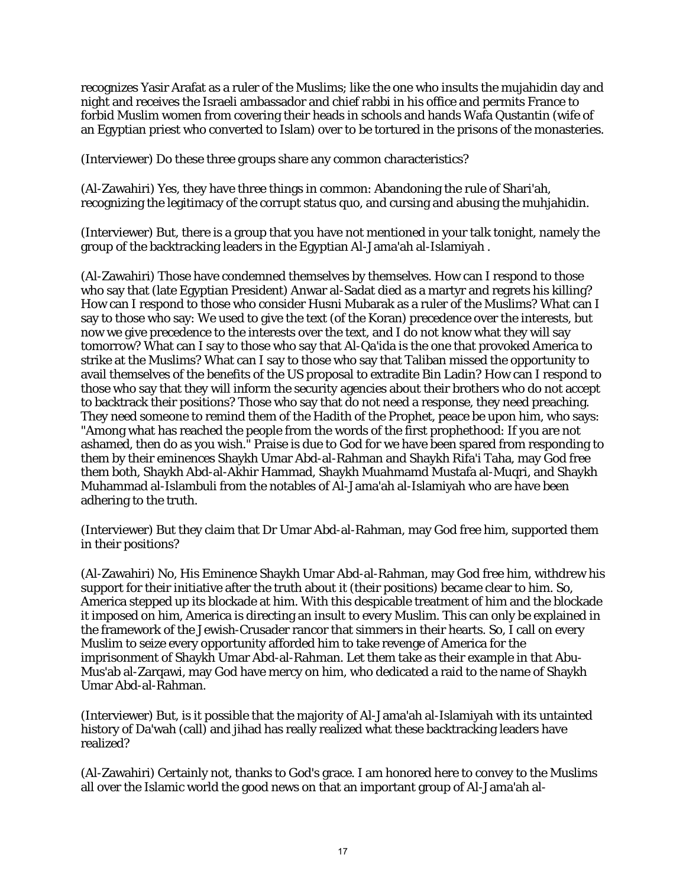recognizes Yasir Arafat as a ruler of the Muslims; like the one who insults the mujahidin day and night and receives the Israeli ambassador and chief rabbi in his office and permits France to forbid Muslim women from covering their heads in schools and hands Wafa Qustantin (wife of an Egyptian priest who converted to Islam) over to be tortured in the prisons of the monasteries.

(Interviewer) Do these three groups share any common characteristics?

(Al-Zawahiri) Yes, they have three things in common: Abandoning the rule of Shari'ah, recognizing the legitimacy of the corrupt status quo, and cursing and abusing the muhjahidin.

(Interviewer) But, there is a group that you have not mentioned in your talk tonight, namely the group of the backtracking leaders in the Egyptian Al-Jama'ah al-Islamiyah .

(Al-Zawahiri) Those have condemned themselves by themselves. How can I respond to those who say that (late Egyptian President) Anwar al-Sadat died as a martyr and regrets his killing? How can I respond to those who consider Husni Mubarak as a ruler of the Muslims? What can I say to those who say: We used to give the text (of the Koran) precedence over the interests, but now we give precedence to the interests over the text, and I do not know what they will say tomorrow? What can I say to those who say that Al-Qa'ida is the one that provoked America to strike at the Muslims? What can I say to those who say that Taliban missed the opportunity to avail themselves of the benefits of the US proposal to extradite Bin Ladin? How can I respond to those who say that they will inform the security agencies about their brothers who do not accept to backtrack their positions? Those who say that do not need a response, they need preaching. They need someone to remind them of the Hadith of the Prophet, peace be upon him, who says: "Among what has reached the people from the words of the first prophethood: If you are not ashamed, then do as you wish." Praise is due to God for we have been spared from responding to them by their eminences Shaykh Umar Abd-al-Rahman and Shaykh Rifa'i Taha, may God free them both, Shaykh Abd-al-Akhir Hammad, Shaykh Muahmamd Mustafa al-Muqri, and Shaykh Muhammad al-Islambuli from the notables of Al-Jama'ah al-Islamiyah who are have been adhering to the truth.

(Interviewer) But they claim that Dr Umar Abd-al-Rahman, may God free him, supported them in their positions?

(Al-Zawahiri) No, His Eminence Shaykh Umar Abd-al-Rahman, may God free him, withdrew his support for their initiative after the truth about it (their positions) became clear to him. So, America stepped up its blockade at him. With this despicable treatment of him and the blockade it imposed on him, America is directing an insult to every Muslim. This can only be explained in the framework of the Jewish-Crusader rancor that simmers in their hearts. So, I call on every Muslim to seize every opportunity afforded him to take revenge of America for the imprisonment of Shaykh Umar Abd-al-Rahman. Let them take as their example in that Abu-Mus'ab al-Zarqawi, may God have mercy on him, who dedicated a raid to the name of Shaykh Umar Abd-al-Rahman.

(Interviewer) But, is it possible that the majority of Al-Jama'ah al-Islamiyah with its untainted history of Da'wah (call) and jihad has really realized what these backtracking leaders have realized?

(Al-Zawahiri) Certainly not, thanks to God's grace. I am honored here to convey to the Muslims all over the Islamic world the good news on that an important group of Al-Jama'ah al-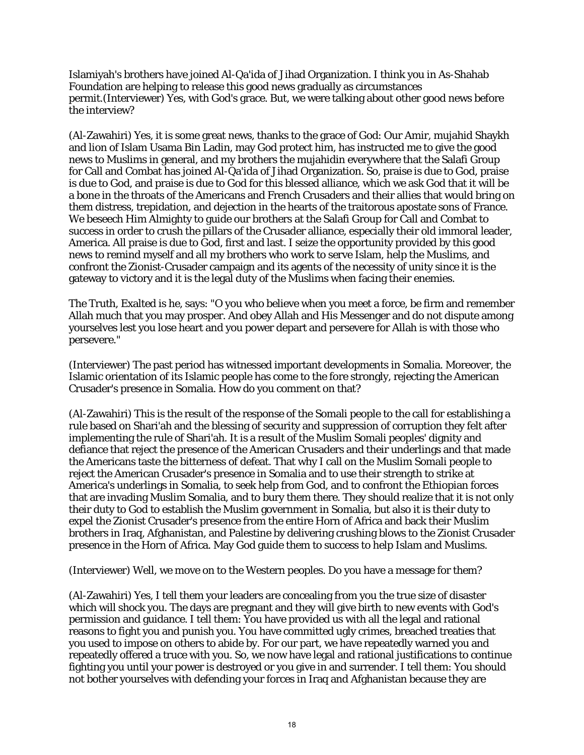Islamiyah's brothers have joined Al-Qa'ida of Jihad Organization. I think you in As-Shahab Foundation are helping to release this good news gradually as circumstances permit.(Interviewer) Yes, with God's grace. But, we were talking about other good news before the interview?

(Al-Zawahiri) Yes, it is some great news, thanks to the grace of God: Our Amir, mujahid Shaykh and lion of Islam Usama Bin Ladin, may God protect him, has instructed me to give the good news to Muslims in general, and my brothers the mujahidin everywhere that the Salafi Group for Call and Combat has joined Al-Qa'ida of Jihad Organization. So, praise is due to God, praise is due to God, and praise is due to God for this blessed alliance, which we ask God that it will be a bone in the throats of the Americans and French Crusaders and their allies that would bring on them distress, trepidation, and dejection in the hearts of the traitorous apostate sons of France. We beseech Him Almighty to guide our brothers at the Salafi Group for Call and Combat to success in order to crush the pillars of the Crusader alliance, especially their old immoral leader, America. All praise is due to God, first and last. I seize the opportunity provided by this good news to remind myself and all my brothers who work to serve Islam, help the Muslims, and confront the Zionist-Crusader campaign and its agents of the necessity of unity since it is the gateway to victory and it is the legal duty of the Muslims when facing their enemies.

The Truth, Exalted is he, says: "O you who believe when you meet a force, be firm and remember Allah much that you may prosper. And obey Allah and His Messenger and do not dispute among yourselves lest you lose heart and you power depart and persevere for Allah is with those who persevere."

(Interviewer) The past period has witnessed important developments in Somalia. Moreover, the Islamic orientation of its Islamic people has come to the fore strongly, rejecting the American Crusader's presence in Somalia. How do you comment on that?

(Al-Zawahiri) This is the result of the response of the Somali people to the call for establishing a rule based on Shari'ah and the blessing of security and suppression of corruption they felt after implementing the rule of Shari'ah. It is a result of the Muslim Somali peoples' dignity and defiance that reject the presence of the American Crusaders and their underlings and that made the Americans taste the bitterness of defeat. That why I call on the Muslim Somali people to reject the American Crusader's presence in Somalia and to use their strength to strike at America's underlings in Somalia, to seek help from God, and to confront the Ethiopian forces that are invading Muslim Somalia, and to bury them there. They should realize that it is not only their duty to God to establish the Muslim government in Somalia, but also it is their duty to expel the Zionist Crusader's presence from the entire Horn of Africa and back their Muslim brothers in Iraq, Afghanistan, and Palestine by delivering crushing blows to the Zionist Crusader presence in the Horn of Africa. May God guide them to success to help Islam and Muslims.

(Interviewer) Well, we move on to the Western peoples. Do you have a message for them?

(Al-Zawahiri) Yes, I tell them your leaders are concealing from you the true size of disaster which will shock you. The days are pregnant and they will give birth to new events with God's permission and guidance. I tell them: You have provided us with all the legal and rational reasons to fight you and punish you. You have committed ugly crimes, breached treaties that you used to impose on others to abide by. For our part, we have repeatedly warned you and repeatedly offered a truce with you. So, we now have legal and rational justifications to continue fighting you until your power is destroyed or you give in and surrender. I tell them: You should not bother yourselves with defending your forces in Iraq and Afghanistan because they are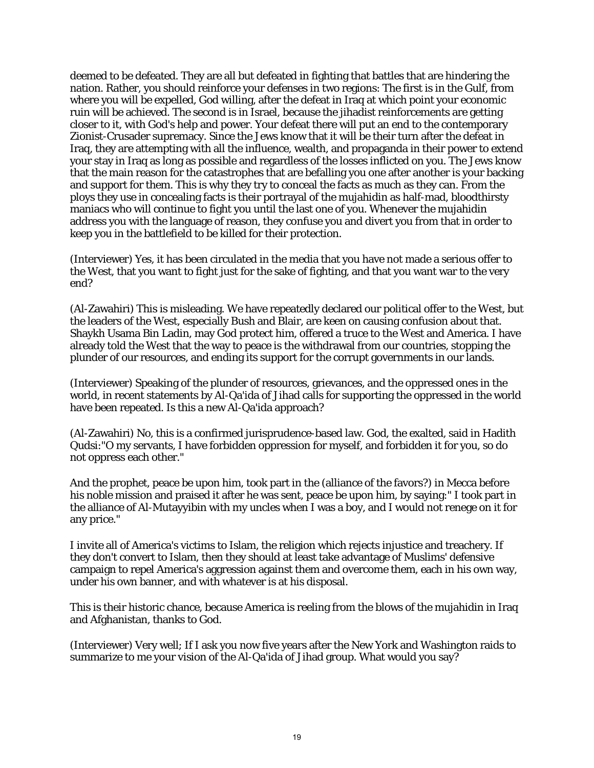deemed to be defeated. They are all but defeated in fighting that battles that are hindering the nation. Rather, you should reinforce your defenses in two regions: The first is in the Gulf, from where you will be expelled, God willing, after the defeat in Iraq at which point your economic ruin will be achieved. The second is in Israel, because the jihadist reinforcements are getting closer to it, with God's help and power. Your defeat there will put an end to the contemporary Zionist-Crusader supremacy. Since the Jews know that it will be their turn after the defeat in Iraq, they are attempting with all the influence, wealth, and propaganda in their power to extend your stay in Iraq as long as possible and regardless of the losses inflicted on you. The Jews know that the main reason for the catastrophes that are befalling you one after another is your backing and support for them. This is why they try to conceal the facts as much as they can. From the ploys they use in concealing facts is their portrayal of the mujahidin as half-mad, bloodthirsty maniacs who will continue to fight you until the last one of you. Whenever the mujahidin address you with the language of reason, they confuse you and divert you from that in order to keep you in the battlefield to be killed for their protection.

(Interviewer) Yes, it has been circulated in the media that you have not made a serious offer to the West, that you want to fight just for the sake of fighting, and that you want war to the very end?

(Al-Zawahiri) This is misleading. We have repeatedly declared our political offer to the West, but the leaders of the West, especially Bush and Blair, are keen on causing confusion about that. Shaykh Usama Bin Ladin, may God protect him, offered a truce to the West and America. I have already told the West that the way to peace is the withdrawal from our countries, stopping the plunder of our resources, and ending its support for the corrupt governments in our lands.

(Interviewer) Speaking of the plunder of resources, grievances, and the oppressed ones in the world, in recent statements by Al-Qa'ida of Jihad calls for supporting the oppressed in the world have been repeated. Is this a new Al-Qa'ida approach?

(Al-Zawahiri) No, this is a confirmed jurisprudence-based law. God, the exalted, said in Hadith Qudsi:"O my servants, I have forbidden oppression for myself, and forbidden it for you, so do not oppress each other."

And the prophet, peace be upon him, took part in the (alliance of the favors?) in Mecca before his noble mission and praised it after he was sent, peace be upon him, by saying:" I took part in the alliance of Al-Mutayyibin with my uncles when I was a boy, and I would not renege on it for any price."

I invite all of America's victims to Islam, the religion which rejects injustice and treachery. If they don't convert to Islam, then they should at least take advantage of Muslims' defensive campaign to repel America's aggression against them and overcome them, each in his own way, under his own banner, and with whatever is at his disposal.

This is their historic chance, because America is reeling from the blows of the mujahidin in Iraq and Afghanistan, thanks to God.

(Interviewer) Very well; If I ask you now five years after the New York and Washington raids to summarize to me your vision of the Al-Qa'ida of Jihad group. What would you say?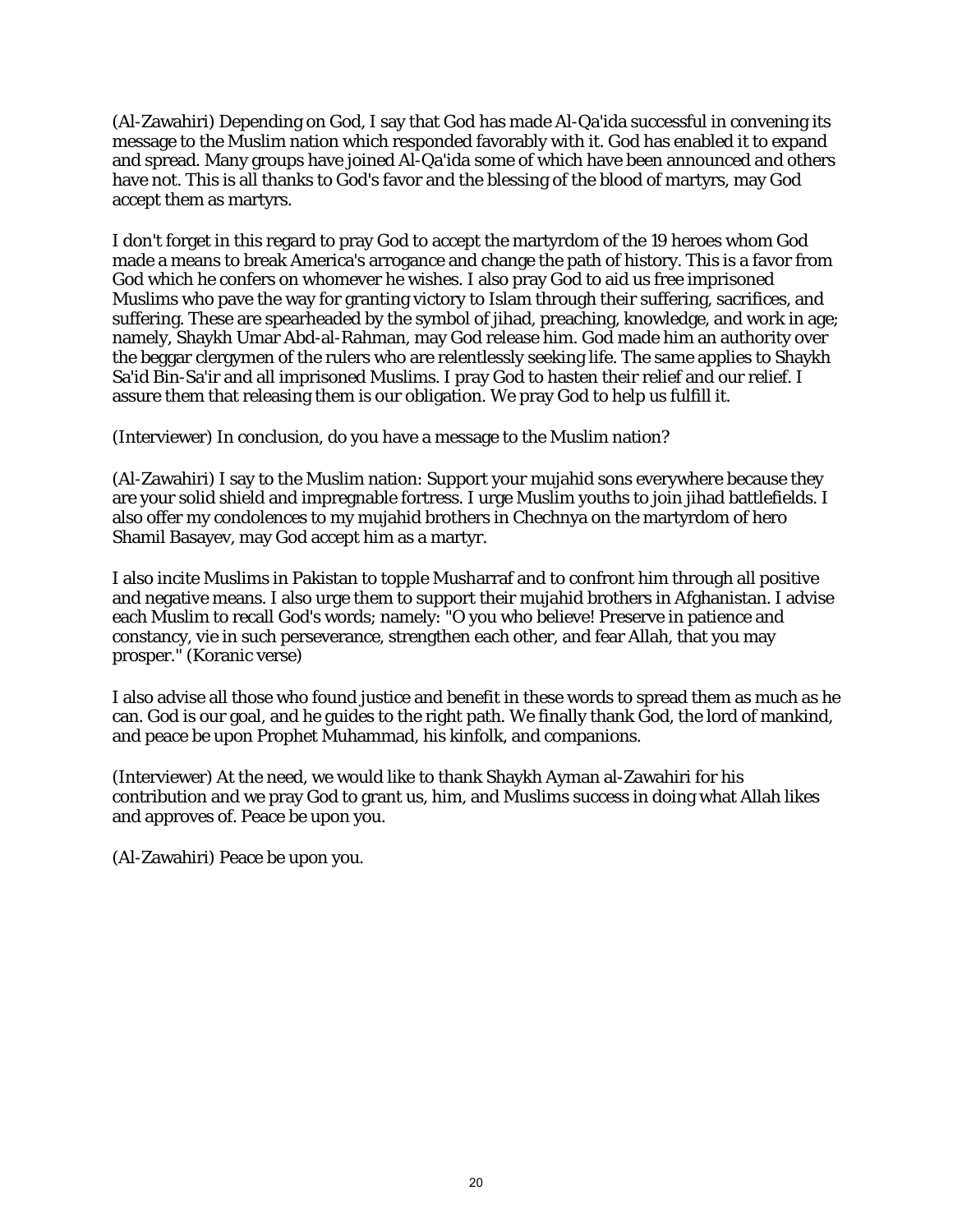(Al-Zawahiri) Depending on God, I say that God has made Al-Qa'ida successful in convening its message to the Muslim nation which responded favorably with it. God has enabled it to expand and spread. Many groups have joined Al-Qa'ida some of which have been announced and others have not. This is all thanks to God's favor and the blessing of the blood of martyrs, may God accept them as martyrs.

I don't forget in this regard to pray God to accept the martyrdom of the 19 heroes whom God made a means to break America's arrogance and change the path of history. This is a favor from God which he confers on whomever he wishes. I also pray God to aid us free imprisoned Muslims who pave the way for granting victory to Islam through their suffering, sacrifices, and suffering. These are spearheaded by the symbol of jihad, preaching, knowledge, and work in age; namely, Shaykh Umar Abd-al-Rahman, may God release him. God made him an authority over the beggar clergymen of the rulers who are relentlessly seeking life. The same applies to Shaykh Sa'id Bin-Sa'ir and all imprisoned Muslims. I pray God to hasten their relief and our relief. I assure them that releasing them is our obligation. We pray God to help us fulfill it.

(Interviewer) In conclusion, do you have a message to the Muslim nation?

(Al-Zawahiri) I say to the Muslim nation: Support your mujahid sons everywhere because they are your solid shield and impregnable fortress. I urge Muslim youths to join jihad battlefields. I also offer my condolences to my mujahid brothers in Chechnya on the martyrdom of hero Shamil Basayev, may God accept him as a martyr.

I also incite Muslims in Pakistan to topple Musharraf and to confront him through all positive and negative means. I also urge them to support their mujahid brothers in Afghanistan. I advise each Muslim to recall God's words; namely: "O you who believe! Preserve in patience and constancy, vie in such perseverance, strengthen each other, and fear Allah, that you may prosper." (Koranic verse)

I also advise all those who found justice and benefit in these words to spread them as much as he can. God is our goal, and he guides to the right path. We finally thank God, the lord of mankind, and peace be upon Prophet Muhammad, his kinfolk, and companions.

(Interviewer) At the need, we would like to thank Shaykh Ayman al-Zawahiri for his contribution and we pray God to grant us, him, and Muslims success in doing what Allah likes and approves of. Peace be upon you.

(Al-Zawahiri) Peace be upon you.